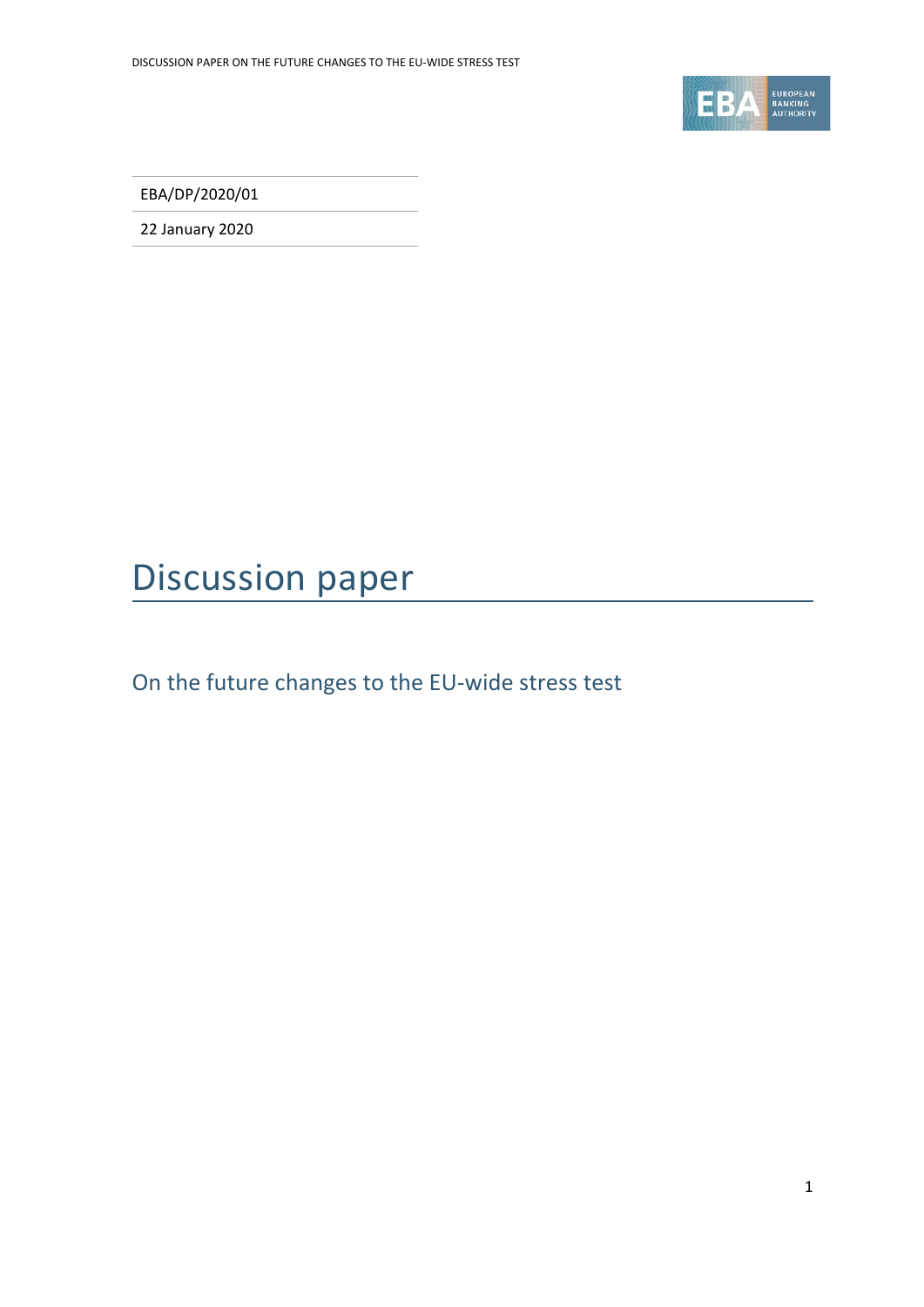EBA/DP/2020/01

22 January 2020

# Discussion paper

## On the future changes to the EU-wide stress test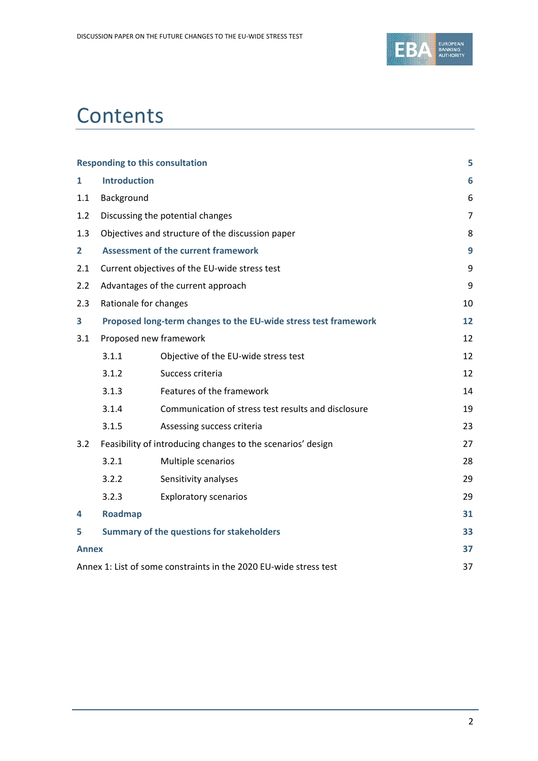# Contents

| | |
|---|---|
| **Responding to this consultation** | **5** |
| **1 Introduction** | **6** |
| 1.1 Background | 6 |
| 1.2 Discussing the potential changes | 7 |
| 1.3 Objectives and structure of the discussion paper | 8 |
| **2 Assessment of the current framework** | **9** |
| 2.1 Current objectives of the EU-wide stress test | 9 |
| 2.2 Advantages of the current approach | 9 |
| 2.3 Rationale for changes | 10 |
| **3 Proposed long-term changes to the EU-wide stress test framework** | **12** |
| 3.1 Proposed new framework | 12 |
| 3.1.1 Objective of the EU-wide stress test | 12 |
| 3.1.2 Success criteria | 12 |
| 3.1.3 Features of the framework | 14 |
| 3.1.4 Communication of stress test results and disclosure | 19 |
| 3.1.5 Assessing success criteria | 23 |
| 3.2 Feasibility of introducing changes to the scenarios' design | 27 |
| 3.2.1 Multiple scenarios | 28 |
| 3.2.2 Sensitivity analyses | 29 |
| 3.2.3 Exploratory scenarios | 29 |
| **4 Roadmap** | **31** |
| **5 Summary of the questions for stakeholders** | **33** |
| **Annex** | **37** |
| Annex 1: List of some constraints in the 2020 EU-wide stress test | 37 |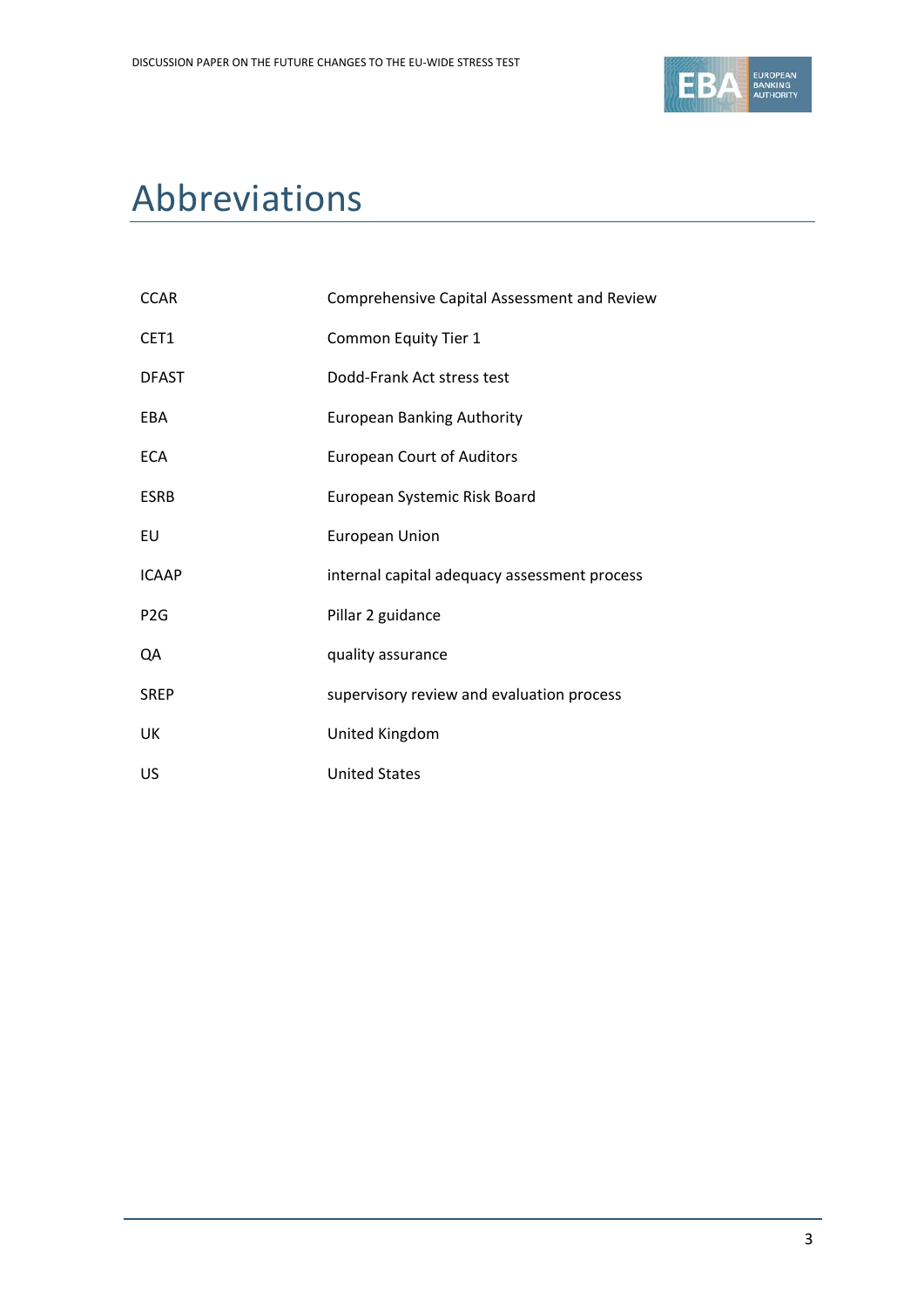# Abbreviations

| | |
|---|---|
| CCAR | Comprehensive Capital Assessment and Review |
| CET1 | Common Equity Tier 1 |
| DFAST | Dodd-Frank Act stress test |
| EBA | European Banking Authority |
| ECA | European Court of Auditors |
| ESRB | European Systemic Risk Board |
| EU | European Union |
| ICAAP | internal capital adequacy assessment process |
| P2G | Pillar 2 guidance |
| QA | quality assurance |
| SREP | supervisory review and evaluation process |
| UK | United Kingdom |
| US | United States |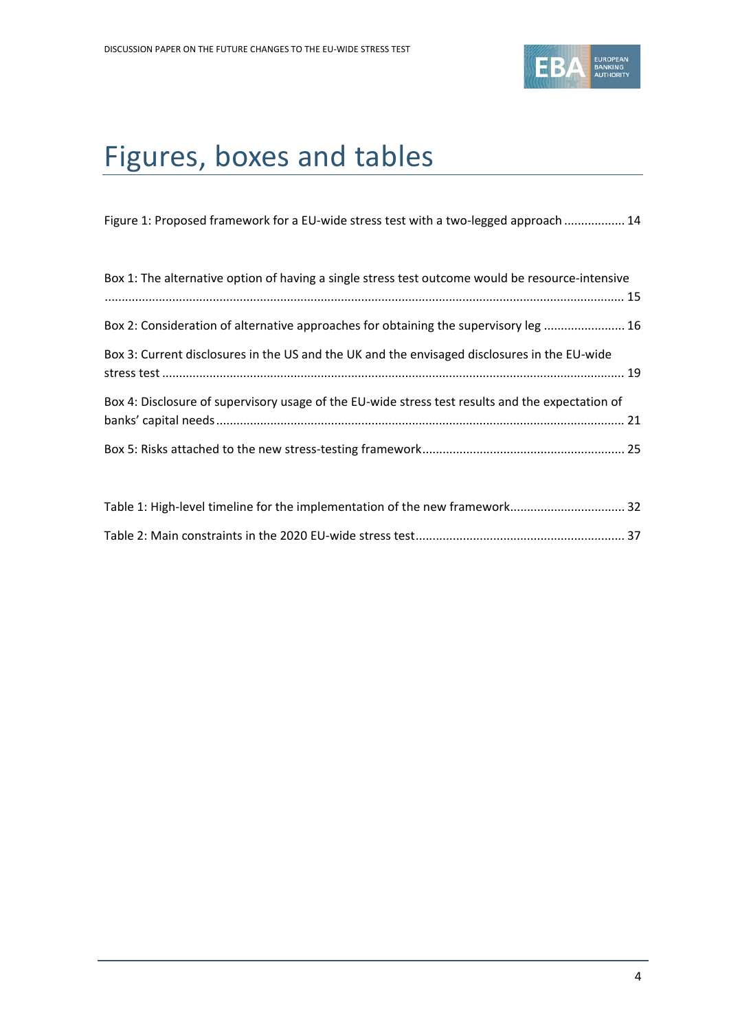# Figures, boxes and tables

Figure 1: Proposed framework for a EU-wide stress test with a two-legged approach .................. 14

Box 1: The alternative option of having a single stress test outcome would be resource-intensive ........................................................................................................................................ 15

Box 2: Consideration of alternative approaches for obtaining the supervisory leg ........................ 16

Box 3: Current disclosures in the US and the UK and the envisaged disclosures in the EU-wide stress test ........................................................................................................................ 19

Box 4: Disclosure of supervisory usage of the EU-wide stress test results and the expectation of banks' capital needs ........................................................................................................ 21

Box 5: Risks attached to the new stress-testing framework ........................................................... 25

Table 1: High-level timeline for the implementation of the new framework.................................. 32

Table 2: Main constraints in the 2020 EU-wide stress test............................................................. 37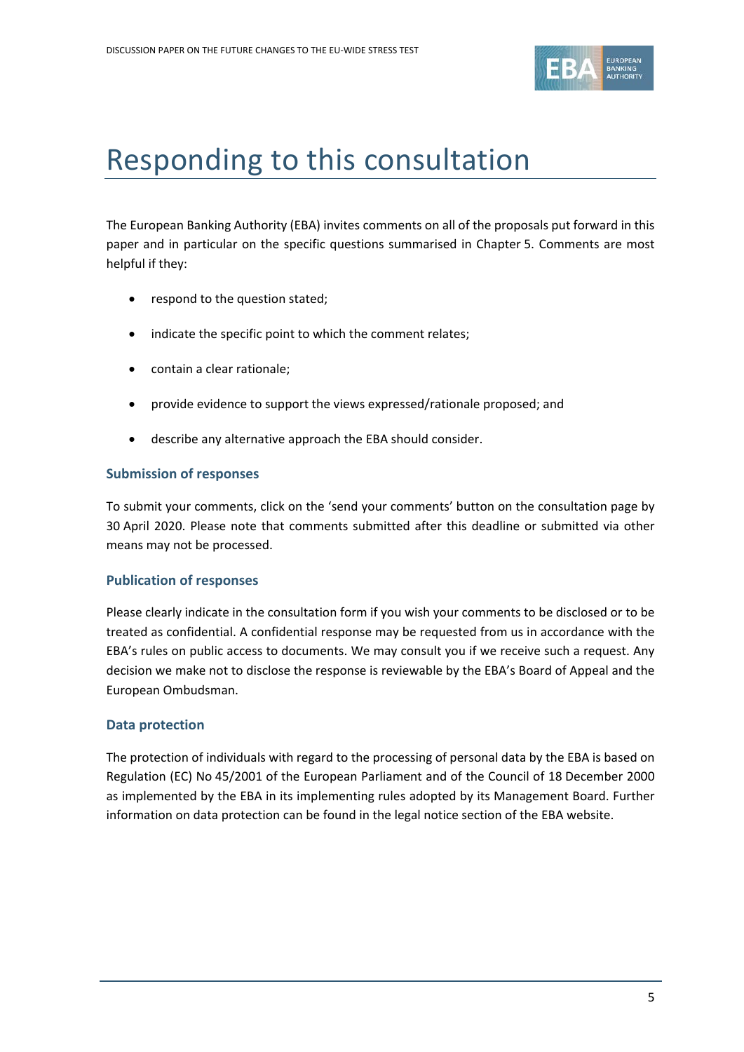# Responding to this consultation

The European Banking Authority (EBA) invites comments on all of the proposals put forward in this paper and in particular on the specific questions summarised in Chapter 5. Comments are most helpful if they:

- respond to the question stated;
- indicate the specific point to which the comment relates;
- contain a clear rationale;
- provide evidence to support the views expressed/rationale proposed; and
- describe any alternative approach the EBA should consider.

### Submission of responses

To submit your comments, click on the 'send your comments' button on the consultation page by 30 April 2020. Please note that comments submitted after this deadline or submitted via other means may not be processed.

### Publication of responses

Please clearly indicate in the consultation form if you wish your comments to be disclosed or to be treated as confidential. A confidential response may be requested from us in accordance with the EBA's rules on public access to documents. We may consult you if we receive such a request. Any decision we make not to disclose the response is reviewable by the EBA's Board of Appeal and the European Ombudsman.

### Data protection

The protection of individuals with regard to the processing of personal data by the EBA is based on Regulation (EC) No 45/2001 of the European Parliament and of the Council of 18 December 2000 as implemented by the EBA in its implementing rules adopted by its Management Board. Further information on data protection can be found in the legal notice section of the EBA website.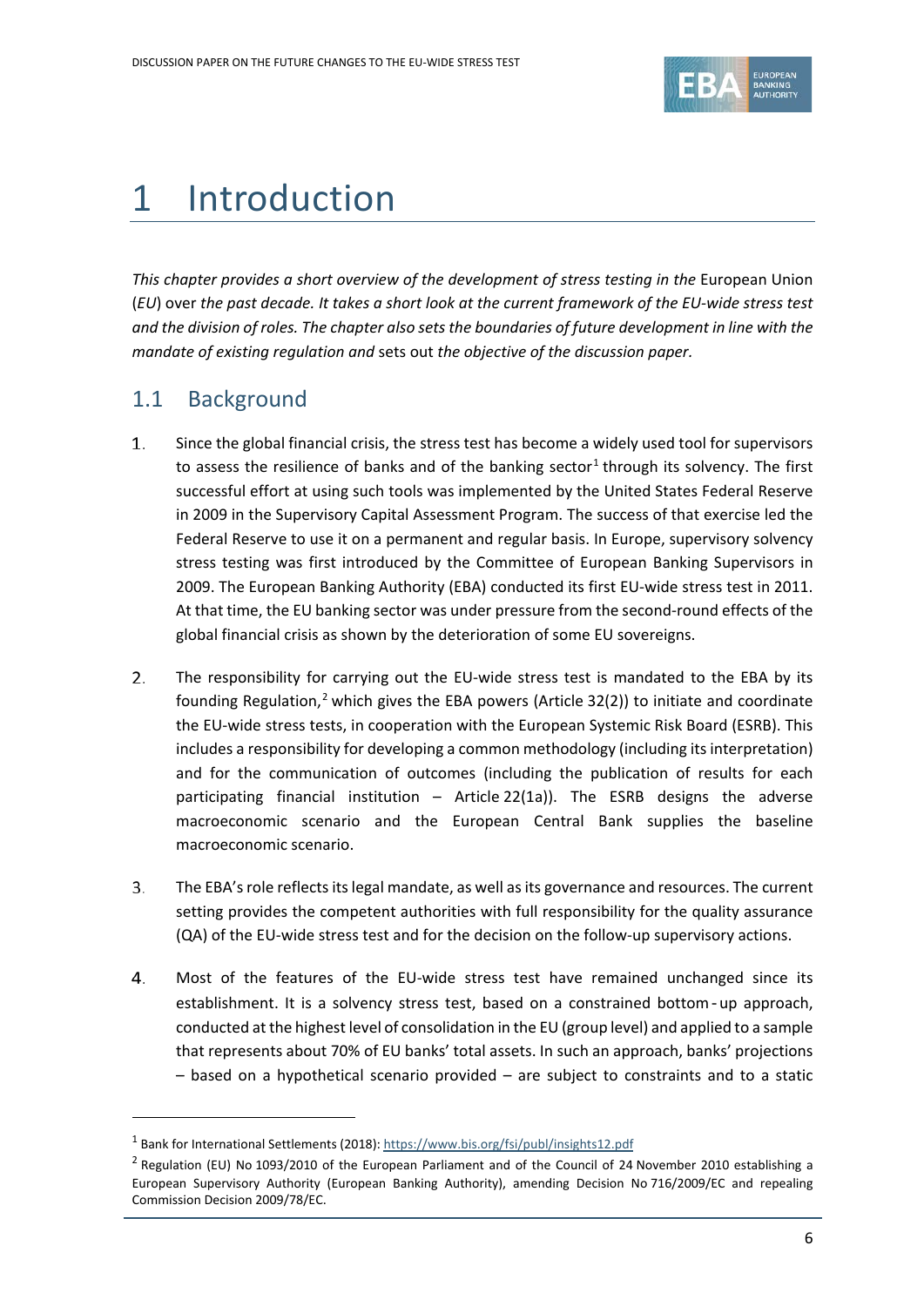# 1 Introduction

*This chapter provides a short overview of the development of stress testing in the* European Union (*EU*) over *the past decade. It takes a short look at the current framework of the EU-wide stress test and the division of roles. The chapter also sets the boundaries of future development in line with the mandate of existing regulation and* sets out *the objective of the discussion paper.*

## 1.1 Background

1. Since the global financial crisis, the stress test has become a widely used tool for supervisors to assess the resilience of banks and of the banking sector[1] through its solvency. The first successful effort at using such tools was implemented by the United States Federal Reserve in 2009 in the Supervisory Capital Assessment Program. The success of that exercise led the Federal Reserve to use it on a permanent and regular basis. In Europe, supervisory solvency stress testing was first introduced by the Committee of European Banking Supervisors in 2009. The European Banking Authority (EBA) conducted its first EU-wide stress test in 2011. At that time, the EU banking sector was under pressure from the second-round effects of the global financial crisis as shown by the deterioration of some EU sovereigns.

2. The responsibility for carrying out the EU-wide stress test is mandated to the EBA by its founding Regulation,[2] which gives the EBA powers (Article 32(2)) to initiate and coordinate the EU-wide stress tests, in cooperation with the European Systemic Risk Board (ESRB). This includes a responsibility for developing a common methodology (including its interpretation) and for the communication of outcomes (including the publication of results for each participating financial institution – Article 22(1a)). The ESRB designs the adverse macroeconomic scenario and the European Central Bank supplies the baseline macroeconomic scenario.

3. The EBA's role reflects its legal mandate, as well as its governance and resources. The current setting provides the competent authorities with full responsibility for the quality assurance (QA) of the EU-wide stress test and for the decision on the follow-up supervisory actions.

4. Most of the features of the EU-wide stress test have remained unchanged since its establishment. It is a solvency stress test, based on a constrained bottom-up approach, conducted at the highest level of consolidation in the EU (group level) and applied to a sample that represents about 70% of EU banks' total assets. In such an approach, banks' projections – based on a hypothetical scenario provided – are subject to constraints and to a static

---

[1] Bank for International Settlements (2018): https://www.bis.org/fsi/publ/insights12.pdf

[2] Regulation (EU) No 1093/2010 of the European Parliament and of the Council of 24 November 2010 establishing a European Supervisory Authority (European Banking Authority), amending Decision No 716/2009/EC and repealing Commission Decision 2009/78/EC.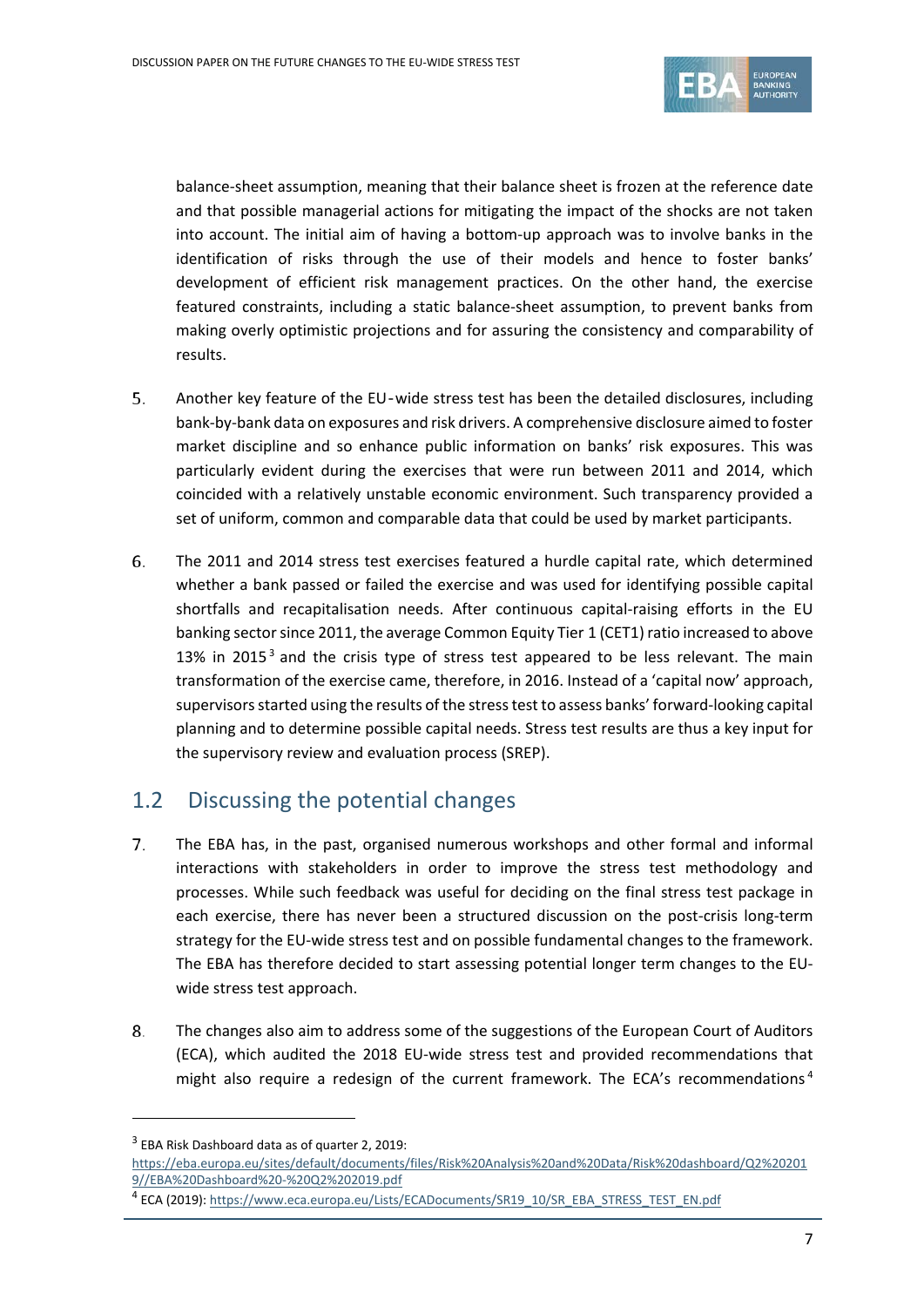balance-sheet assumption, meaning that their balance sheet is frozen at the reference date and that possible managerial actions for mitigating the impact of the shocks are not taken into account. The initial aim of having a bottom-up approach was to involve banks in the identification of risks through the use of their models and hence to foster banks' development of efficient risk management practices. On the other hand, the exercise featured constraints, including a static balance-sheet assumption, to prevent banks from making overly optimistic projections and for assuring the consistency and comparability of results.

5. Another key feature of the EU-wide stress test has been the detailed disclosures, including bank-by-bank data on exposures and risk drivers. A comprehensive disclosure aimed to foster market discipline and so enhance public information on banks' risk exposures. This was particularly evident during the exercises that were run between 2011 and 2014, which coincided with a relatively unstable economic environment. Such transparency provided a set of uniform, common and comparable data that could be used by market participants.

6. The 2011 and 2014 stress test exercises featured a hurdle capital rate, which determined whether a bank passed or failed the exercise and was used for identifying possible capital shortfalls and recapitalisation needs. After continuous capital-raising efforts in the EU banking sector since 2011, the average Common Equity Tier 1 (CET1) ratio increased to above 13% in 2015[3] and the crisis type of stress test appeared to be less relevant. The main transformation of the exercise came, therefore, in 2016. Instead of a 'capital now' approach, supervisors started using the results of the stress test to assess banks' forward-looking capital planning and to determine possible capital needs. Stress test results are thus a key input for the supervisory review and evaluation process (SREP).

## 1.2 Discussing the potential changes

7. The EBA has, in the past, organised numerous workshops and other formal and informal interactions with stakeholders in order to improve the stress test methodology and processes. While such feedback was useful for deciding on the final stress test package in each exercise, there has never been a structured discussion on the post-crisis long-term strategy for the EU-wide stress test and on possible fundamental changes to the framework. The EBA has therefore decided to start assessing potential longer term changes to the EU-wide stress test approach.

8. The changes also aim to address some of the suggestions of the European Court of Auditors (ECA), which audited the 2018 EU-wide stress test and provided recommendations that might also require a redesign of the current framework. The ECA's recommendations[4]

---

[3] EBA Risk Dashboard data as of quarter 2, 2019: https://eba.europa.eu/sites/default/documents/files/Risk%20Analysis%20and%20Data/Risk%20dashboard/Q2%202019//EBA%20Dashboard%20-%20Q2%202019.pdf

[4] ECA (2019): https://www.eca.europa.eu/Lists/ECADocuments/SR19_10/SR_EBA_STRESS_TEST_EN.pdf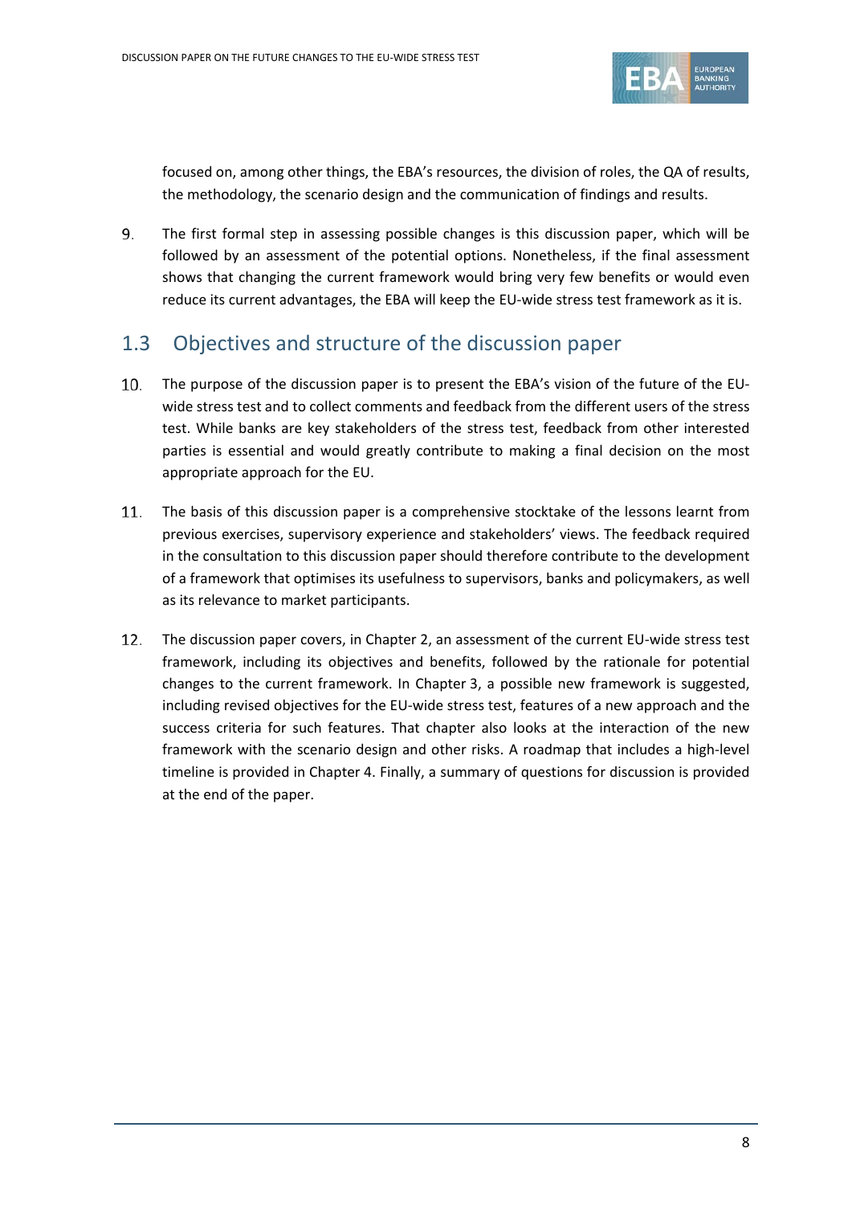focused on, among other things, the EBA's resources, the division of roles, the QA of results, the methodology, the scenario design and the communication of findings and results.

9. The first formal step in assessing possible changes is this discussion paper, which will be followed by an assessment of the potential options. Nonetheless, if the final assessment shows that changing the current framework would bring very few benefits or would even reduce its current advantages, the EBA will keep the EU-wide stress test framework as it is.

## 1.3 Objectives and structure of the discussion paper

10. The purpose of the discussion paper is to present the EBA's vision of the future of the EU-wide stress test and to collect comments and feedback from the different users of the stress test. While banks are key stakeholders of the stress test, feedback from other interested parties is essential and would greatly contribute to making a final decision on the most appropriate approach for the EU.

11. The basis of this discussion paper is a comprehensive stocktake of the lessons learnt from previous exercises, supervisory experience and stakeholders' views. The feedback required in the consultation to this discussion paper should therefore contribute to the development of a framework that optimises its usefulness to supervisors, banks and policymakers, as well as its relevance to market participants.

12. The discussion paper covers, in Chapter 2, an assessment of the current EU-wide stress test framework, including its objectives and benefits, followed by the rationale for potential changes to the current framework. In Chapter 3, a possible new framework is suggested, including revised objectives for the EU-wide stress test, features of a new approach and the success criteria for such features. That chapter also looks at the interaction of the new framework with the scenario design and other risks. A roadmap that includes a high-level timeline is provided in Chapter 4. Finally, a summary of questions for discussion is provided at the end of the paper.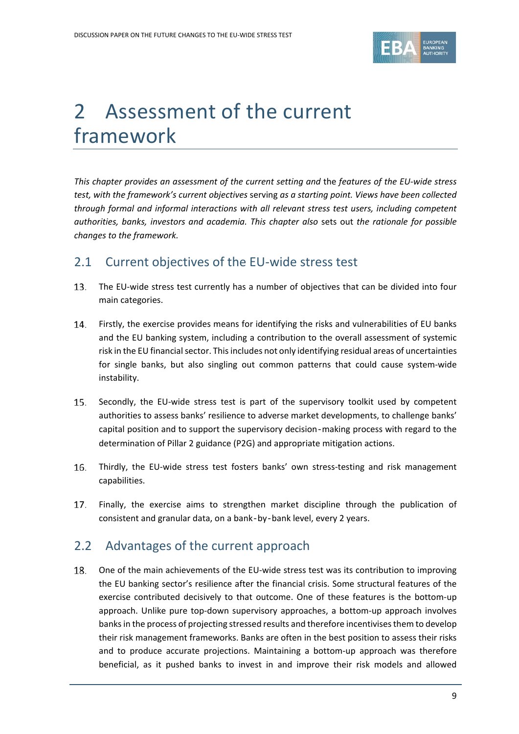# 2 Assessment of the current framework

*This chapter provides an assessment of the current setting and* the *features of the EU-wide stress test, with the framework's current objectives* serving *as a starting point. Views have been collected through formal and informal interactions with all relevant stress test users, including competent authorities, banks, investors and academia. This chapter also* sets out *the rationale for possible changes to the framework.*

## 2.1 Current objectives of the EU-wide stress test

13. The EU-wide stress test currently has a number of objectives that can be divided into four main categories.

14. Firstly, the exercise provides means for identifying the risks and vulnerabilities of EU banks and the EU banking system, including a contribution to the overall assessment of systemic risk in the EU financial sector. This includes not only identifying residual areas of uncertainties for single banks, but also singling out common patterns that could cause system-wide instability.

15. Secondly, the EU-wide stress test is part of the supervisory toolkit used by competent authorities to assess banks' resilience to adverse market developments, to challenge banks' capital position and to support the supervisory decision-making process with regard to the determination of Pillar 2 guidance (P2G) and appropriate mitigation actions.

16. Thirdly, the EU-wide stress test fosters banks' own stress-testing and risk management capabilities.

17. Finally, the exercise aims to strengthen market discipline through the publication of consistent and granular data, on a bank-by-bank level, every 2 years.

## 2.2 Advantages of the current approach

18. One of the main achievements of the EU-wide stress test was its contribution to improving the EU banking sector's resilience after the financial crisis. Some structural features of the exercise contributed decisively to that outcome. One of these features is the bottom-up approach. Unlike pure top-down supervisory approaches, a bottom-up approach involves banks in the process of projecting stressed results and therefore incentivises them to develop their risk management frameworks. Banks are often in the best position to assess their risks and to produce accurate projections. Maintaining a bottom-up approach was therefore beneficial, as it pushed banks to invest in and improve their risk models and allowed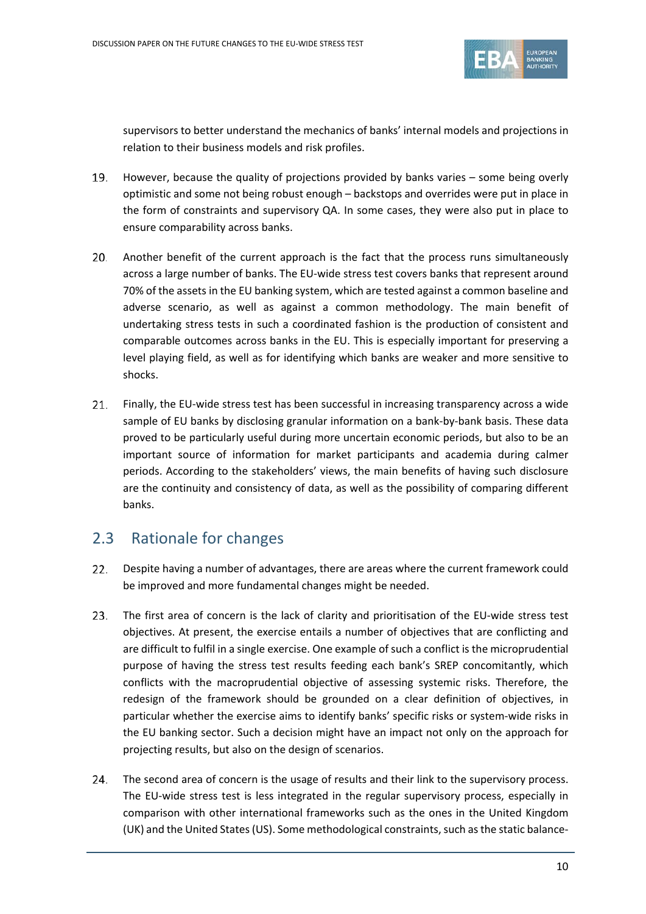supervisors to better understand the mechanics of banks' internal models and projections in relation to their business models and risk profiles.

19. However, because the quality of projections provided by banks varies – some being overly optimistic and some not being robust enough – backstops and overrides were put in place in the form of constraints and supervisory QA. In some cases, they were also put in place to ensure comparability across banks.

20. Another benefit of the current approach is the fact that the process runs simultaneously across a large number of banks. The EU-wide stress test covers banks that represent around 70% of the assets in the EU banking system, which are tested against a common baseline and adverse scenario, as well as against a common methodology. The main benefit of undertaking stress tests in such a coordinated fashion is the production of consistent and comparable outcomes across banks in the EU. This is especially important for preserving a level playing field, as well as for identifying which banks are weaker and more sensitive to shocks.

21. Finally, the EU-wide stress test has been successful in increasing transparency across a wide sample of EU banks by disclosing granular information on a bank-by-bank basis. These data proved to be particularly useful during more uncertain economic periods, but also to be an important source of information for market participants and academia during calmer periods. According to the stakeholders' views, the main benefits of having such disclosure are the continuity and consistency of data, as well as the possibility of comparing different banks.

## 2.3 Rationale for changes

22. Despite having a number of advantages, there are areas where the current framework could be improved and more fundamental changes might be needed.

23. The first area of concern is the lack of clarity and prioritisation of the EU-wide stress test objectives. At present, the exercise entails a number of objectives that are conflicting and are difficult to fulfil in a single exercise. One example of such a conflict is the microprudential purpose of having the stress test results feeding each bank's SREP concomitantly, which conflicts with the macroprudential objective of assessing systemic risks. Therefore, the redesign of the framework should be grounded on a clear definition of objectives, in particular whether the exercise aims to identify banks' specific risks or system-wide risks in the EU banking sector. Such a decision might have an impact not only on the approach for projecting results, but also on the design of scenarios.

24. The second area of concern is the usage of results and their link to the supervisory process. The EU-wide stress test is less integrated in the regular supervisory process, especially in comparison with other international frameworks such as the ones in the United Kingdom (UK) and the United States (US). Some methodological constraints, such as the static balance-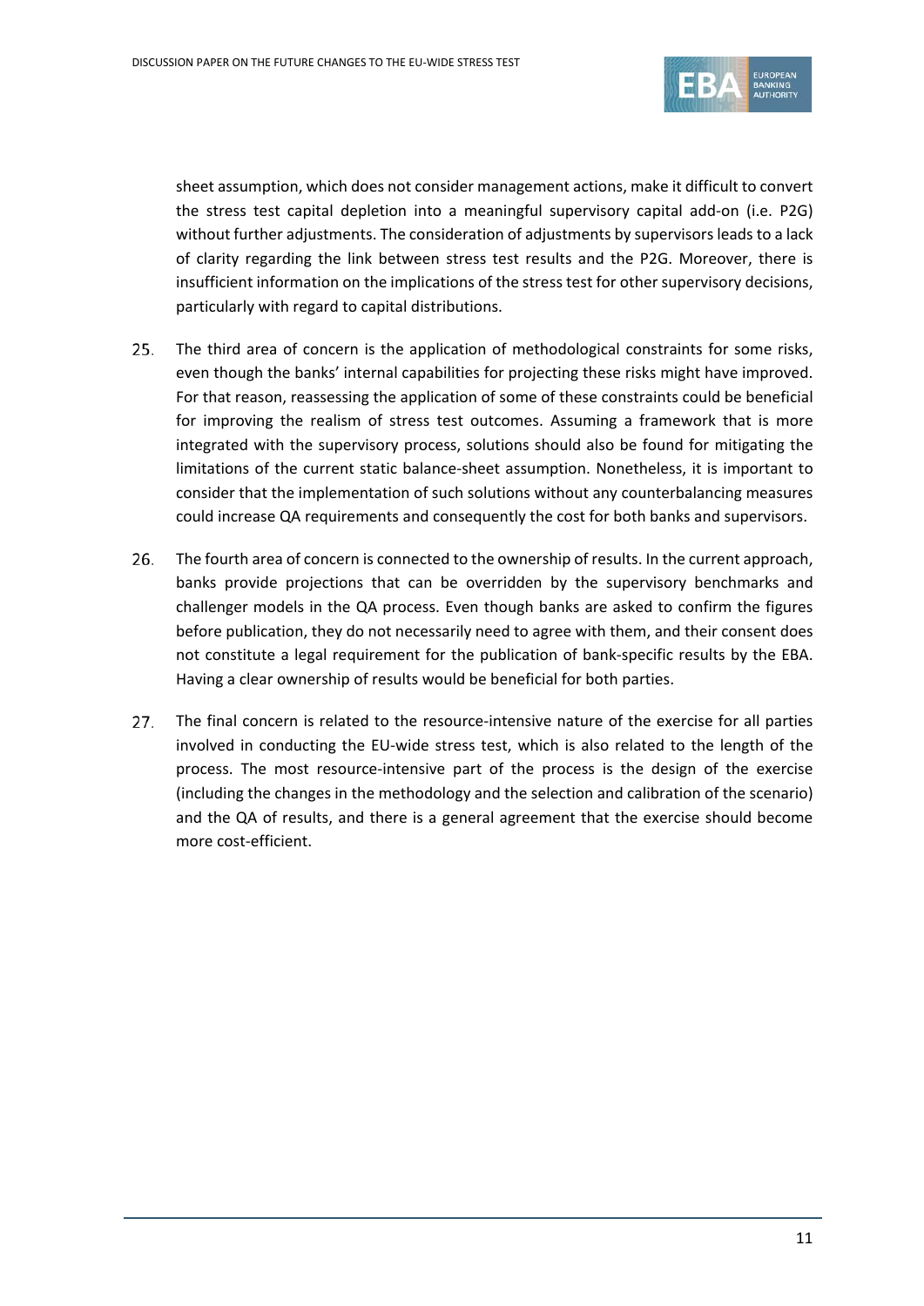sheet assumption, which does not consider management actions, make it difficult to convert the stress test capital depletion into a meaningful supervisory capital add-on (i.e. P2G) without further adjustments. The consideration of adjustments by supervisors leads to a lack of clarity regarding the link between stress test results and the P2G. Moreover, there is insufficient information on the implications of the stress test for other supervisory decisions, particularly with regard to capital distributions.

25. The third area of concern is the application of methodological constraints for some risks, even though the banks' internal capabilities for projecting these risks might have improved. For that reason, reassessing the application of some of these constraints could be beneficial for improving the realism of stress test outcomes. Assuming a framework that is more integrated with the supervisory process, solutions should also be found for mitigating the limitations of the current static balance-sheet assumption. Nonetheless, it is important to consider that the implementation of such solutions without any counterbalancing measures could increase QA requirements and consequently the cost for both banks and supervisors.

26. The fourth area of concern is connected to the ownership of results. In the current approach, banks provide projections that can be overridden by the supervisory benchmarks and challenger models in the QA process. Even though banks are asked to confirm the figures before publication, they do not necessarily need to agree with them, and their consent does not constitute a legal requirement for the publication of bank-specific results by the EBA. Having a clear ownership of results would be beneficial for both parties.

27. The final concern is related to the resource-intensive nature of the exercise for all parties involved in conducting the EU-wide stress test, which is also related to the length of the process. The most resource-intensive part of the process is the design of the exercise (including the changes in the methodology and the selection and calibration of the scenario) and the QA of results, and there is a general agreement that the exercise should become more cost-efficient.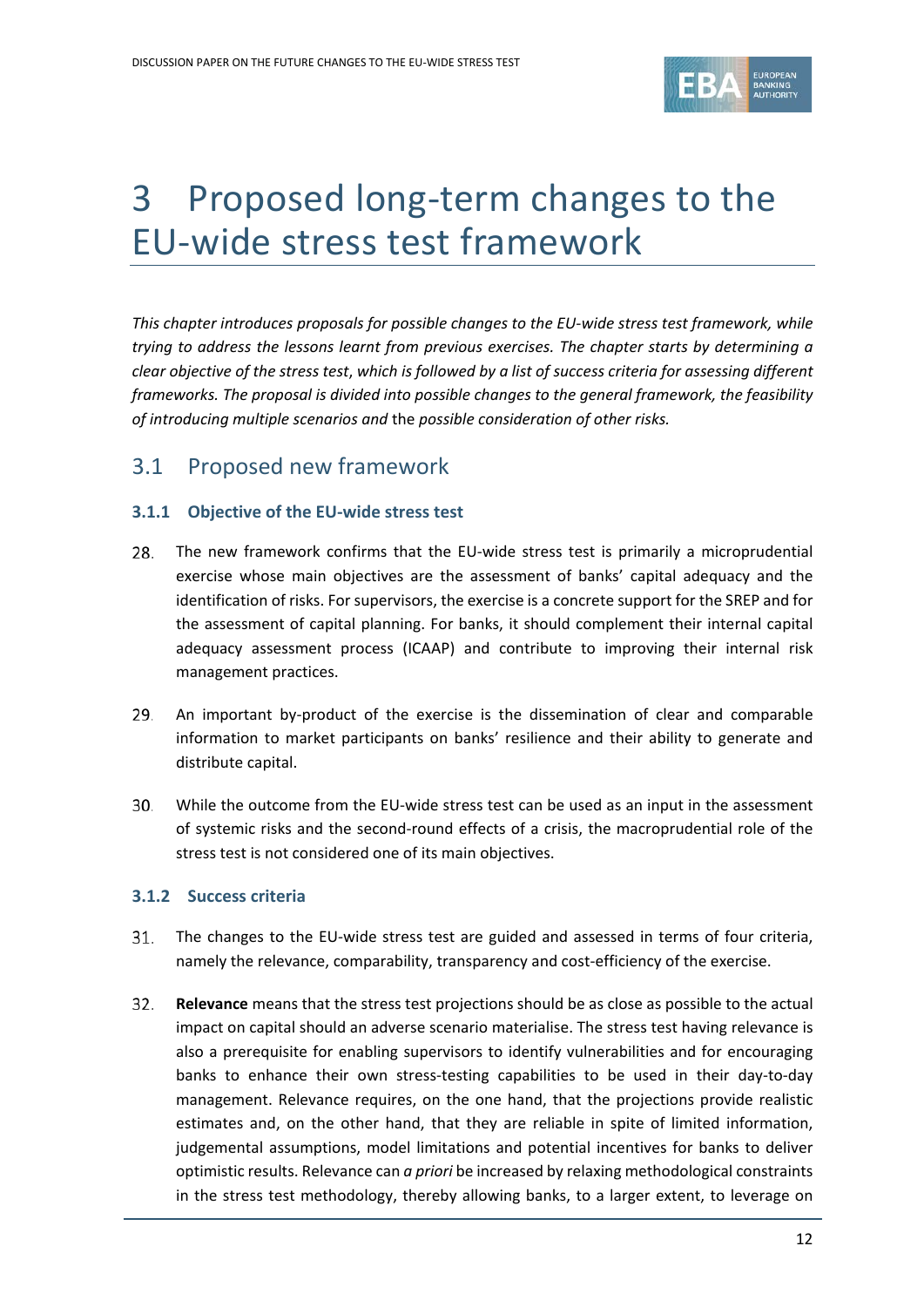# 3 Proposed long-term changes to the EU-wide stress test framework

*This chapter introduces proposals for possible changes to the EU-wide stress test framework, while trying to address the lessons learnt from previous exercises. The chapter starts by determining a clear objective of the stress test, which is followed by a list of success criteria for assessing different frameworks. The proposal is divided into possible changes to the general framework, the feasibility of introducing multiple scenarios and* the *possible consideration of other risks.*

## 3.1 Proposed new framework

### 3.1.1 Objective of the EU-wide stress test

28. The new framework confirms that the EU-wide stress test is primarily a microprudential exercise whose main objectives are the assessment of banks' capital adequacy and the identification of risks. For supervisors, the exercise is a concrete support for the SREP and for the assessment of capital planning. For banks, it should complement their internal capital adequacy assessment process (ICAAP) and contribute to improving their internal risk management practices.

29. An important by-product of the exercise is the dissemination of clear and comparable information to market participants on banks' resilience and their ability to generate and distribute capital.

30. While the outcome from the EU-wide stress test can be used as an input in the assessment of systemic risks and the second-round effects of a crisis, the macroprudential role of the stress test is not considered one of its main objectives.

### 3.1.2 Success criteria

31. The changes to the EU-wide stress test are guided and assessed in terms of four criteria, namely the relevance, comparability, transparency and cost-efficiency of the exercise.

32. **Relevance** means that the stress test projections should be as close as possible to the actual impact on capital should an adverse scenario materialise. The stress test having relevance is also a prerequisite for enabling supervisors to identify vulnerabilities and for encouraging banks to enhance their own stress-testing capabilities to be used in their day-to-day management. Relevance requires, on the one hand, that the projections provide realistic estimates and, on the other hand, that they are reliable in spite of limited information, judgemental assumptions, model limitations and potential incentives for banks to deliver optimistic results. Relevance can *a priori* be increased by relaxing methodological constraints in the stress test methodology, thereby allowing banks, to a larger extent, to leverage on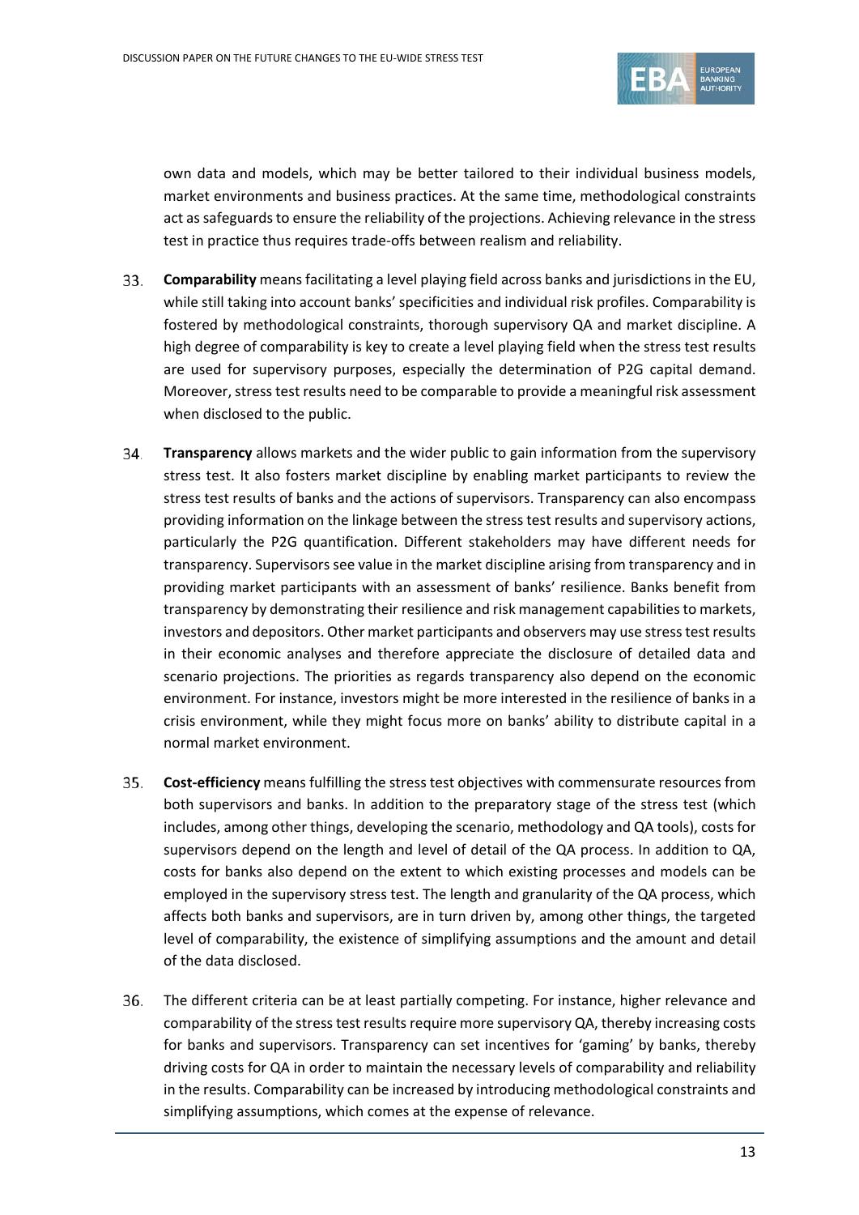own data and models, which may be better tailored to their individual business models, market environments and business practices. At the same time, methodological constraints act as safeguards to ensure the reliability of the projections. Achieving relevance in the stress test in practice thus requires trade-offs between realism and reliability.

33. **Comparability** means facilitating a level playing field across banks and jurisdictions in the EU, while still taking into account banks' specificities and individual risk profiles. Comparability is fostered by methodological constraints, thorough supervisory QA and market discipline. A high degree of comparability is key to create a level playing field when the stress test results are used for supervisory purposes, especially the determination of P2G capital demand. Moreover, stress test results need to be comparable to provide a meaningful risk assessment when disclosed to the public.

34. **Transparency** allows markets and the wider public to gain information from the supervisory stress test. It also fosters market discipline by enabling market participants to review the stress test results of banks and the actions of supervisors. Transparency can also encompass providing information on the linkage between the stress test results and supervisory actions, particularly the P2G quantification. Different stakeholders may have different needs for transparency. Supervisors see value in the market discipline arising from transparency and in providing market participants with an assessment of banks' resilience. Banks benefit from transparency by demonstrating their resilience and risk management capabilities to markets, investors and depositors. Other market participants and observers may use stress test results in their economic analyses and therefore appreciate the disclosure of detailed data and scenario projections. The priorities as regards transparency also depend on the economic environment. For instance, investors might be more interested in the resilience of banks in a crisis environment, while they might focus more on banks' ability to distribute capital in a normal market environment.

35. **Cost-efficiency** means fulfilling the stress test objectives with commensurate resources from both supervisors and banks. In addition to the preparatory stage of the stress test (which includes, among other things, developing the scenario, methodology and QA tools), costs for supervisors depend on the length and level of detail of the QA process. In addition to QA, costs for banks also depend on the extent to which existing processes and models can be employed in the supervisory stress test. The length and granularity of the QA process, which affects both banks and supervisors, are in turn driven by, among other things, the targeted level of comparability, the existence of simplifying assumptions and the amount and detail of the data disclosed.

36. The different criteria can be at least partially competing. For instance, higher relevance and comparability of the stress test results require more supervisory QA, thereby increasing costs for banks and supervisors. Transparency can set incentives for 'gaming' by banks, thereby driving costs for QA in order to maintain the necessary levels of comparability and reliability in the results. Comparability can be increased by introducing methodological constraints and simplifying assumptions, which comes at the expense of relevance.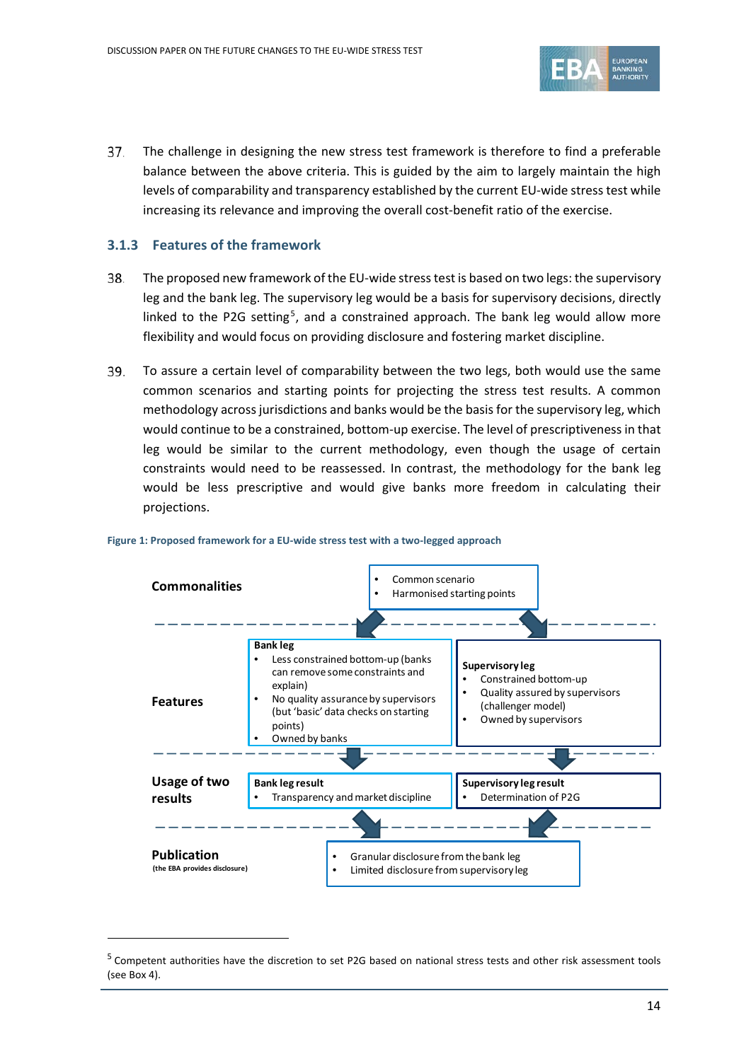37. The challenge in designing the new stress test framework is therefore to find a preferable balance between the above criteria. This is guided by the aim to largely maintain the high levels of comparability and transparency established by the current EU-wide stress test while increasing its relevance and improving the overall cost-benefit ratio of the exercise.

### 3.1.3 Features of the framework

38. The proposed new framework of the EU-wide stress test is based on two legs: the supervisory leg and the bank leg. The supervisory leg would be a basis for supervisory decisions, directly linked to the P2G setting[5], and a constrained approach. The bank leg would allow more flexibility and would focus on providing disclosure and fostering market discipline.

39. To assure a certain level of comparability between the two legs, both would use the same common scenarios and starting points for projecting the stress test results. A common methodology across jurisdictions and banks would be the basis for the supervisory leg, which would continue to be a constrained, bottom-up exercise. The level of prescriptiveness in that leg would be similar to the current methodology, even though the usage of certain constraints would need to be reassessed. In contrast, the methodology for the bank leg would be less prescriptive and would give banks more freedom in calculating their projections.

**Figure 1: Proposed framework for a EU-wide stress test with a two-legged approach**

| | Bank leg | Supervisory leg |
|---|---|---|
| **Commonalities** | • Common scenario<br>• Harmonised starting points | |
| **Features** | **Bank leg**<br>• Less constrained bottom-up (banks can remove some constraints and explain)<br>• No quality assurance by supervisors (but 'basic' data checks on starting points)<br>• Owned by banks | **Supervisory leg**<br>• Constrained bottom-up<br>• Quality assured by supervisors (challenger model)<br>• Owned by supervisors |
| **Usage of two results** | **Bank leg result**<br>• Transparency and market discipline | **Supervisory leg result**<br>• Determination of P2G |
| **Publication** (the EBA provides disclosure) | • Granular disclosure from the bank leg<br>• Limited disclosure from supervisory leg | |

[5] Competent authorities have the discretion to set P2G based on national stress tests and other risk assessment tools (see Box 4).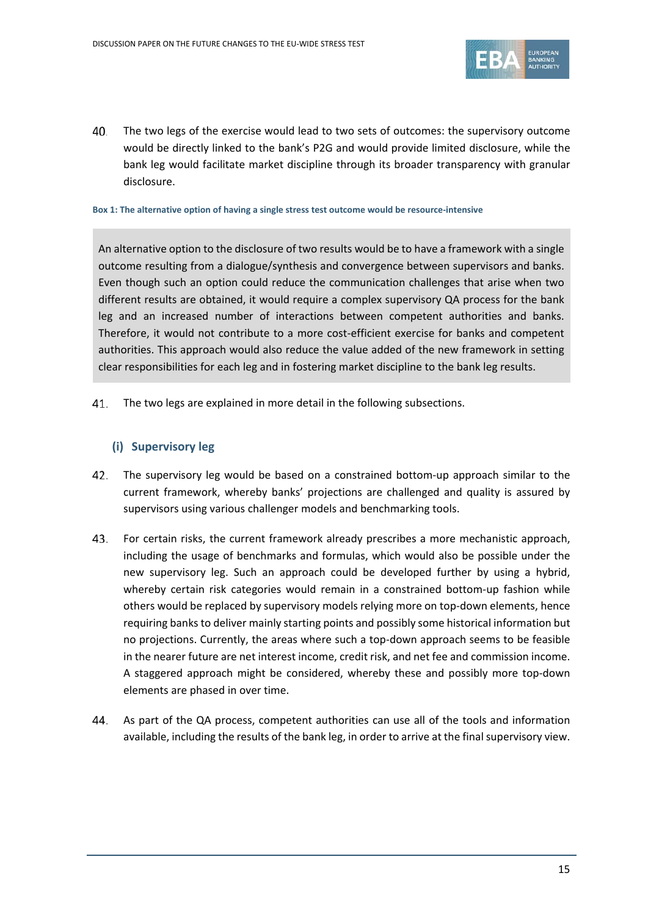40. The two legs of the exercise would lead to two sets of outcomes: the supervisory outcome would be directly linked to the bank's P2G and would provide limited disclosure, while the bank leg would facilitate market discipline through its broader transparency with granular disclosure.

**Box 1: The alternative option of having a single stress test outcome would be resource-intensive**

> An alternative option to the disclosure of two results would be to have a framework with a single outcome resulting from a dialogue/synthesis and convergence between supervisors and banks. Even though such an option could reduce the communication challenges that arise when two different results are obtained, it would require a complex supervisory QA process for the bank leg and an increased number of interactions between competent authorities and banks. Therefore, it would not contribute to a more cost-efficient exercise for banks and competent authorities. This approach would also reduce the value added of the new framework in setting clear responsibilities for each leg and in fostering market discipline to the bank leg results.

41. The two legs are explained in more detail in the following subsections.

### (i) Supervisory leg

42. The supervisory leg would be based on a constrained bottom-up approach similar to the current framework, whereby banks' projections are challenged and quality is assured by supervisors using various challenger models and benchmarking tools.

43. For certain risks, the current framework already prescribes a more mechanistic approach, including the usage of benchmarks and formulas, which would also be possible under the new supervisory leg. Such an approach could be developed further by using a hybrid, whereby certain risk categories would remain in a constrained bottom-up fashion while others would be replaced by supervisory models relying more on top-down elements, hence requiring banks to deliver mainly starting points and possibly some historical information but no projections. Currently, the areas where such a top-down approach seems to be feasible in the nearer future are net interest income, credit risk, and net fee and commission income. A staggered approach might be considered, whereby these and possibly more top-down elements are phased in over time.

44. As part of the QA process, competent authorities can use all of the tools and information available, including the results of the bank leg, in order to arrive at the final supervisory view.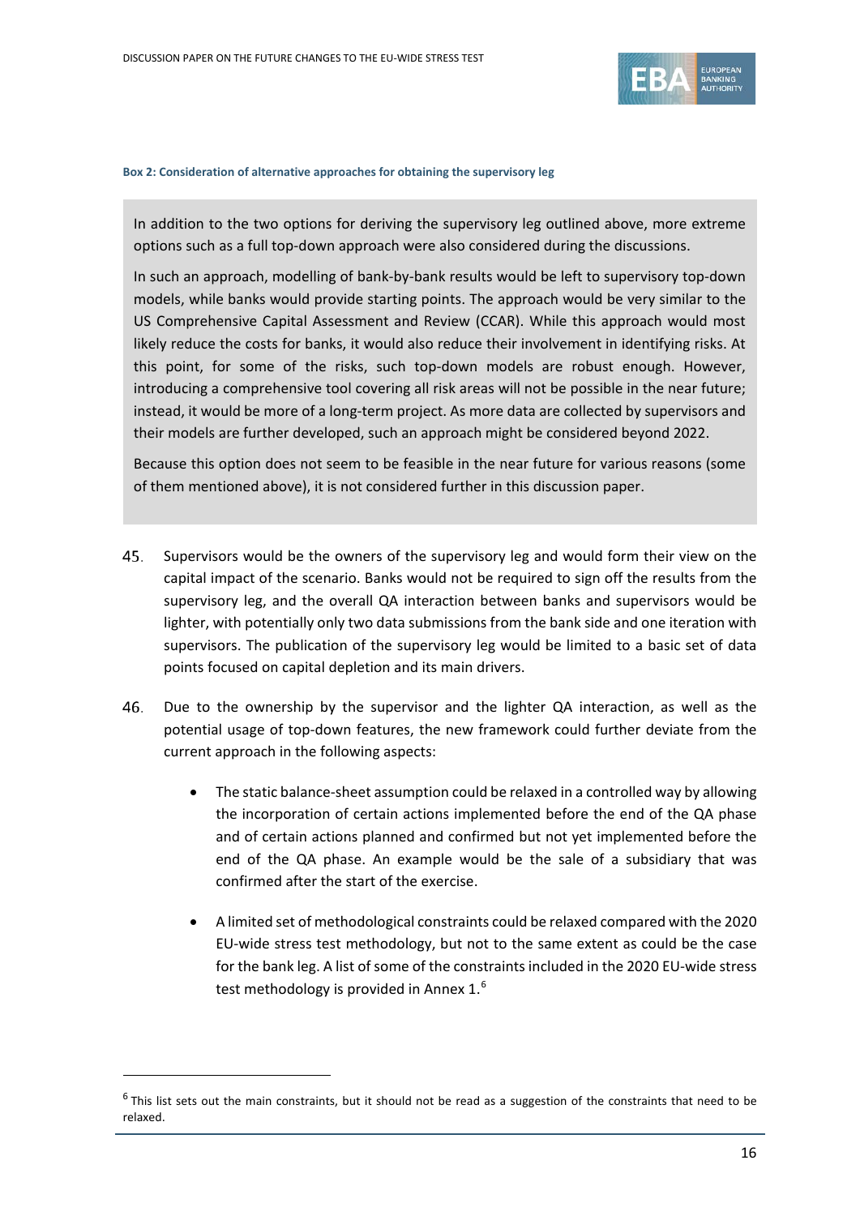**Box 2: Consideration of alternative approaches for obtaining the supervisory leg**

In addition to the two options for deriving the supervisory leg outlined above, more extreme options such as a full top-down approach were also considered during the discussions.

In such an approach, modelling of bank-by-bank results would be left to supervisory top-down models, while banks would provide starting points. The approach would be very similar to the US Comprehensive Capital Assessment and Review (CCAR). While this approach would most likely reduce the costs for banks, it would also reduce their involvement in identifying risks. At this point, for some of the risks, such top-down models are robust enough. However, introducing a comprehensive tool covering all risk areas will not be possible in the near future; instead, it would be more of a long-term project. As more data are collected by supervisors and their models are further developed, such an approach might be considered beyond 2022.

Because this option does not seem to be feasible in the near future for various reasons (some of them mentioned above), it is not considered further in this discussion paper.

45. Supervisors would be the owners of the supervisory leg and would form their view on the capital impact of the scenario. Banks would not be required to sign off the results from the supervisory leg, and the overall QA interaction between banks and supervisors would be lighter, with potentially only two data submissions from the bank side and one iteration with supervisors. The publication of the supervisory leg would be limited to a basic set of data points focused on capital depletion and its main drivers.

46. Due to the ownership by the supervisor and the lighter QA interaction, as well as the potential usage of top-down features, the new framework could further deviate from the current approach in the following aspects:

- The static balance-sheet assumption could be relaxed in a controlled way by allowing the incorporation of certain actions implemented before the end of the QA phase and of certain actions planned and confirmed but not yet implemented before the end of the QA phase. An example would be the sale of a subsidiary that was confirmed after the start of the exercise.

- A limited set of methodological constraints could be relaxed compared with the 2020 EU-wide stress test methodology, but not to the same extent as could be the case for the bank leg. A list of some of the constraints included in the 2020 EU-wide stress test methodology is provided in Annex 1.[6]

[6] This list sets out the main constraints, but it should not be read as a suggestion of the constraints that need to be relaxed.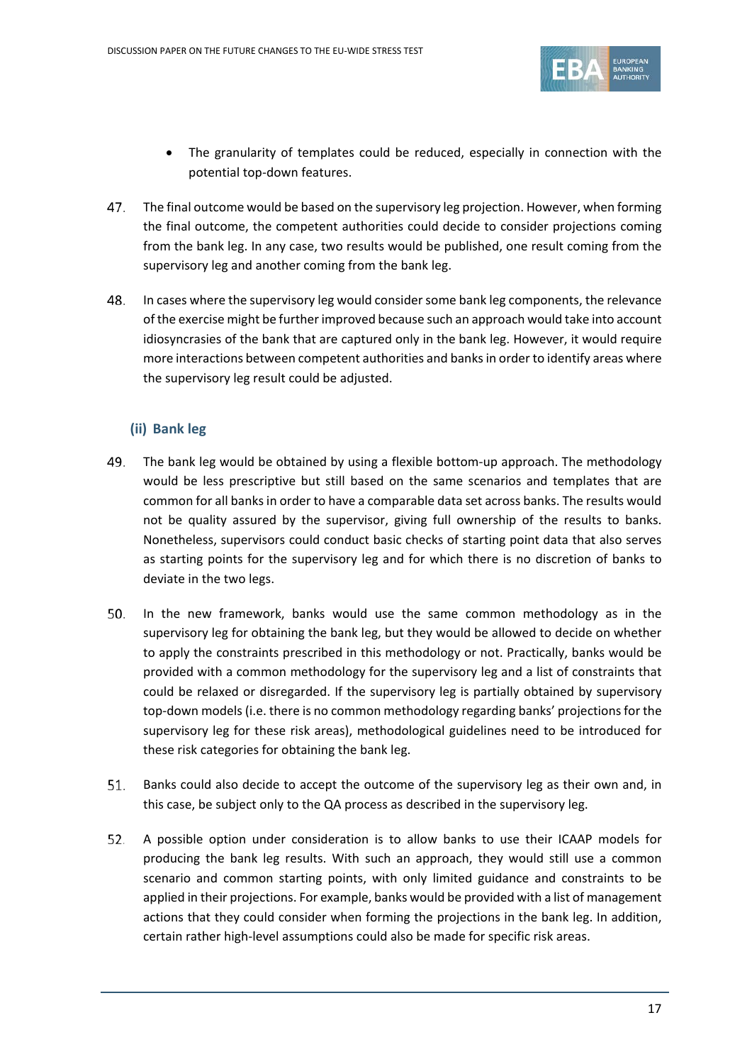- The granularity of templates could be reduced, especially in connection with the potential top-down features.

47. The final outcome would be based on the supervisory leg projection. However, when forming the final outcome, the competent authorities could decide to consider projections coming from the bank leg. In any case, two results would be published, one result coming from the supervisory leg and another coming from the bank leg.

48. In cases where the supervisory leg would consider some bank leg components, the relevance of the exercise might be further improved because such an approach would take into account idiosyncrasies of the bank that are captured only in the bank leg. However, it would require more interactions between competent authorities and banks in order to identify areas where the supervisory leg result could be adjusted.

### (ii) Bank leg

49. The bank leg would be obtained by using a flexible bottom-up approach. The methodology would be less prescriptive but still based on the same scenarios and templates that are common for all banks in order to have a comparable data set across banks. The results would not be quality assured by the supervisor, giving full ownership of the results to banks. Nonetheless, supervisors could conduct basic checks of starting point data that also serves as starting points for the supervisory leg and for which there is no discretion of banks to deviate in the two legs.

50. In the new framework, banks would use the same common methodology as in the supervisory leg for obtaining the bank leg, but they would be allowed to decide on whether to apply the constraints prescribed in this methodology or not. Practically, banks would be provided with a common methodology for the supervisory leg and a list of constraints that could be relaxed or disregarded. If the supervisory leg is partially obtained by supervisory top-down models (i.e. there is no common methodology regarding banks' projections for the supervisory leg for these risk areas), methodological guidelines need to be introduced for these risk categories for obtaining the bank leg.

51. Banks could also decide to accept the outcome of the supervisory leg as their own and, in this case, be subject only to the QA process as described in the supervisory leg.

52. A possible option under consideration is to allow banks to use their ICAAP models for producing the bank leg results. With such an approach, they would still use a common scenario and common starting points, with only limited guidance and constraints to be applied in their projections. For example, banks would be provided with a list of management actions that they could consider when forming the projections in the bank leg. In addition, certain rather high-level assumptions could also be made for specific risk areas.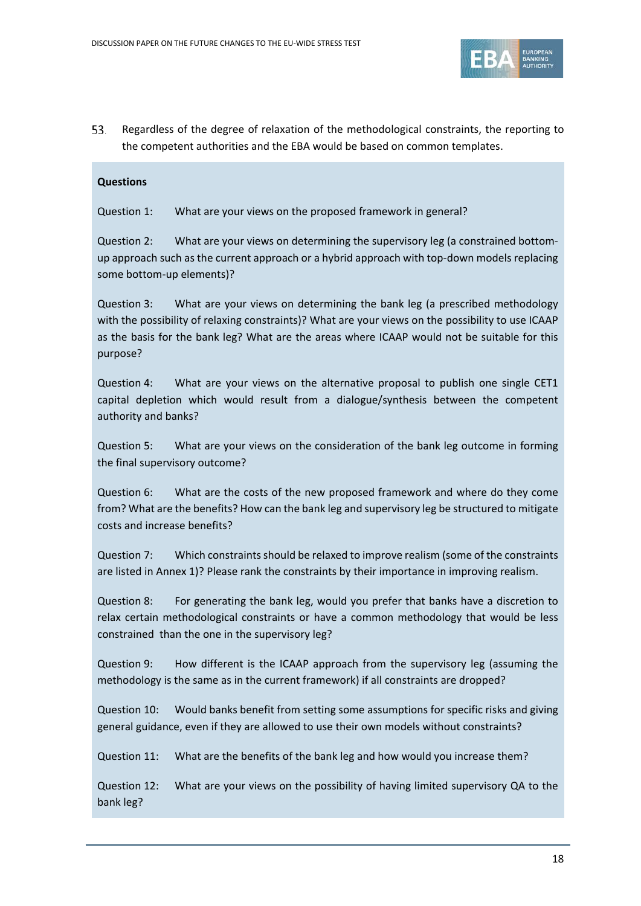53. Regardless of the degree of relaxation of the methodological constraints, the reporting to the competent authorities and the EBA would be based on common templates.

**Questions**

Question 1: What are your views on the proposed framework in general?

Question 2: What are your views on determining the supervisory leg (a constrained bottom-up approach such as the current approach or a hybrid approach with top-down models replacing some bottom-up elements)?

Question 3: What are your views on determining the bank leg (a prescribed methodology with the possibility of relaxing constraints)? What are your views on the possibility to use ICAAP as the basis for the bank leg? What are the areas where ICAAP would not be suitable for this purpose?

Question 4: What are your views on the alternative proposal to publish one single CET1 capital depletion which would result from a dialogue/synthesis between the competent authority and banks?

Question 5: What are your views on the consideration of the bank leg outcome in forming the final supervisory outcome?

Question 6: What are the costs of the new proposed framework and where do they come from? What are the benefits? How can the bank leg and supervisory leg be structured to mitigate costs and increase benefits?

Question 7: Which constraints should be relaxed to improve realism (some of the constraints are listed in Annex 1)? Please rank the constraints by their importance in improving realism.

Question 8: For generating the bank leg, would you prefer that banks have a discretion to relax certain methodological constraints or have a common methodology that would be less constrained than the one in the supervisory leg?

Question 9: How different is the ICAAP approach from the supervisory leg (assuming the methodology is the same as in the current framework) if all constraints are dropped?

Question 10: Would banks benefit from setting some assumptions for specific risks and giving general guidance, even if they are allowed to use their own models without constraints?

Question 11: What are the benefits of the bank leg and how would you increase them?

Question 12: What are your views on the possibility of having limited supervisory QA to the bank leg?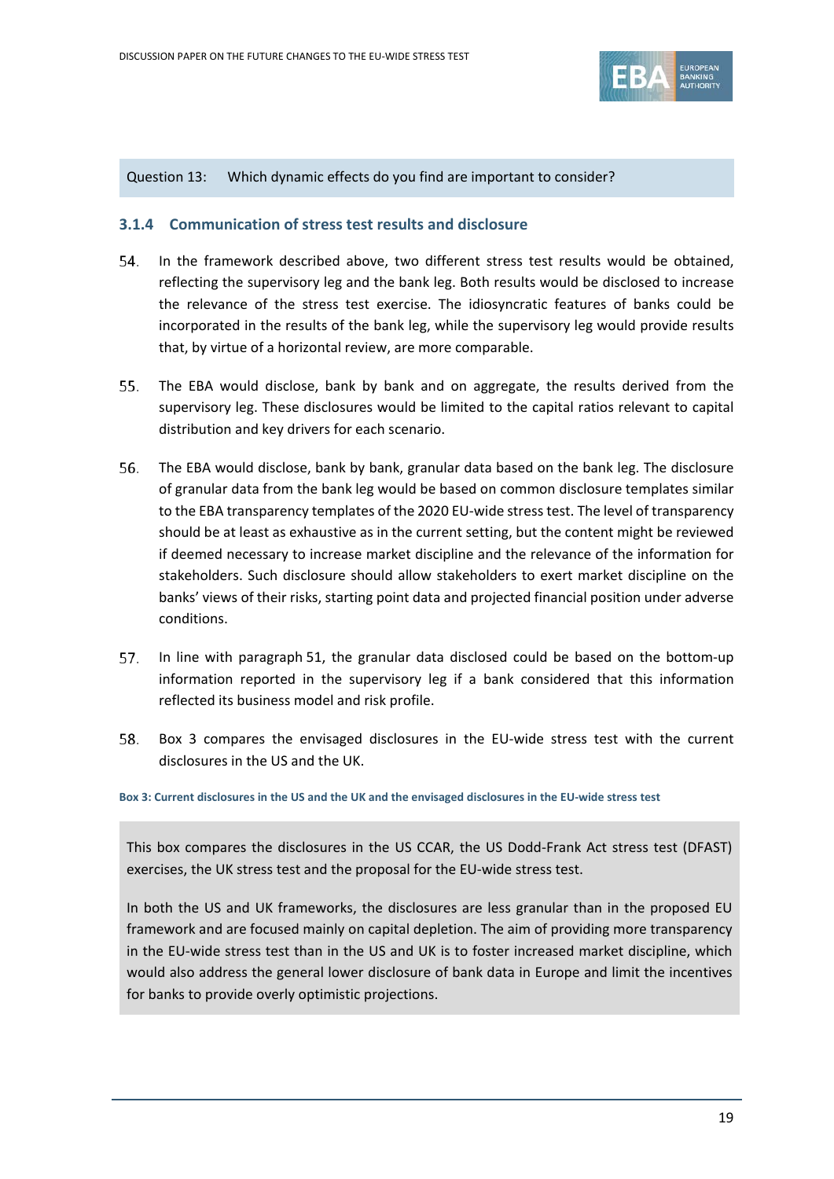Question 13: Which dynamic effects do you find are important to consider?

### 3.1.4 Communication of stress test results and disclosure

54. In the framework described above, two different stress test results would be obtained, reflecting the supervisory leg and the bank leg. Both results would be disclosed to increase the relevance of the stress test exercise. The idiosyncratic features of banks could be incorporated in the results of the bank leg, while the supervisory leg would provide results that, by virtue of a horizontal review, are more comparable.

55. The EBA would disclose, bank by bank and on aggregate, the results derived from the supervisory leg. These disclosures would be limited to the capital ratios relevant to capital distribution and key drivers for each scenario.

56. The EBA would disclose, bank by bank, granular data based on the bank leg. The disclosure of granular data from the bank leg would be based on common disclosure templates similar to the EBA transparency templates of the 2020 EU-wide stress test. The level of transparency should be at least as exhaustive as in the current setting, but the content might be reviewed if deemed necessary to increase market discipline and the relevance of the information for stakeholders. Such disclosure should allow stakeholders to exert market discipline on the banks' views of their risks, starting point data and projected financial position under adverse conditions.

57. In line with paragraph 51, the granular data disclosed could be based on the bottom-up information reported in the supervisory leg if a bank considered that this information reflected its business model and risk profile.

58. Box 3 compares the envisaged disclosures in the EU-wide stress test with the current disclosures in the US and the UK.

**Box 3: Current disclosures in the US and the UK and the envisaged disclosures in the EU-wide stress test**

This box compares the disclosures in the US CCAR, the US Dodd-Frank Act stress test (DFAST) exercises, the UK stress test and the proposal for the EU-wide stress test.

In both the US and UK frameworks, the disclosures are less granular than in the proposed EU framework and are focused mainly on capital depletion. The aim of providing more transparency in the EU-wide stress test than in the US and UK is to foster increased market discipline, which would also address the general lower disclosure of bank data in Europe and limit the incentives for banks to provide overly optimistic projections.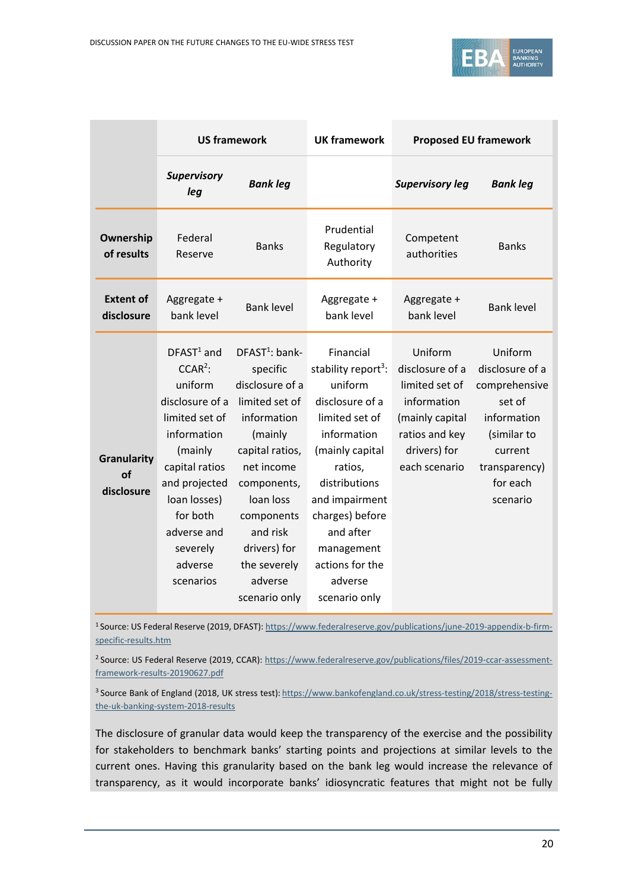| | US framework | | UK framework | Proposed EU framework | |
|---|---|---|---|---|---|
| | ***Supervisory leg*** | ***Bank leg*** | | ***Supervisory leg*** | ***Bank leg*** |
| **Ownership of results** | Federal Reserve | Banks | Prudential Regulatory Authority | Competent authorities | Banks |
| **Extent of disclosure** | Aggregate + bank level | Bank level | Aggregate + bank level | Aggregate + bank level | Bank level |
| **Granularity of disclosure** | DFAST[1] and CCAR[2]: uniform disclosure of a limited set of information (mainly capital ratios and projected loan losses) for both adverse and severely adverse scenarios | DFAST[1]: bank-specific disclosure of a limited set of information (mainly capital ratios, net income components, loan loss components and risk drivers) for the severely adverse scenario only | Financial stability report[3]: uniform disclosure of a limited set of information (mainly capital ratios, distributions and impairment charges) before and after management actions for the adverse scenario only | Uniform disclosure of a limited set of information (mainly capital ratios and key drivers) for each scenario | Uniform disclosure of a comprehensive set of information (similar to current transparency) for each scenario |

[1] Source: US Federal Reserve (2019, DFAST): https://www.federalreserve.gov/publications/june-2019-appendix-b-firm-specific-results.htm

[2] Source: US Federal Reserve (2019, CCAR): https://www.federalreserve.gov/publications/files/2019-ccar-assessment-framework-results-20190627.pdf

[3] Source Bank of England (2018, UK stress test): https://www.bankofengland.co.uk/stress-testing/2018/stress-testing-the-uk-banking-system-2018-results

The disclosure of granular data would keep the transparency of the exercise and the possibility for stakeholders to benchmark banks' starting points and projections at similar levels to the current ones. Having this granularity based on the bank leg would increase the relevance of transparency, as it would incorporate banks' idiosyncratic features that might not be fully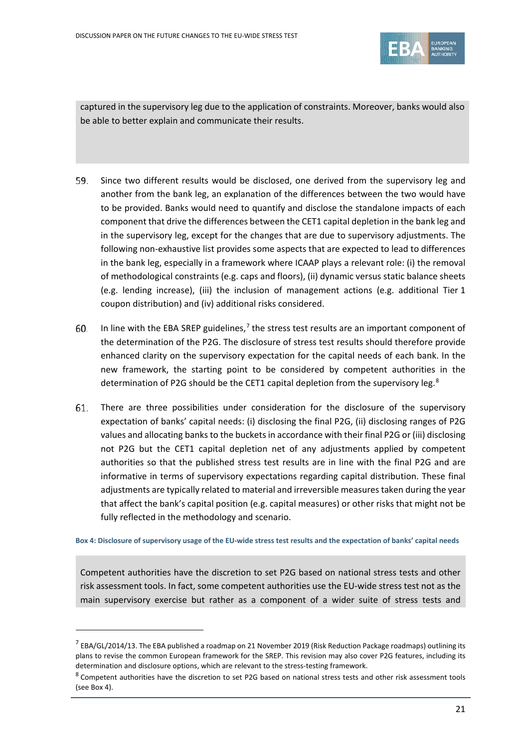captured in the supervisory leg due to the application of constraints. Moreover, banks would also be able to better explain and communicate their results.

59. Since two different results would be disclosed, one derived from the supervisory leg and another from the bank leg, an explanation of the differences between the two would have to be provided. Banks would need to quantify and disclose the standalone impacts of each component that drive the differences between the CET1 capital depletion in the bank leg and in the supervisory leg, except for the changes that are due to supervisory adjustments. The following non-exhaustive list provides some aspects that are expected to lead to differences in the bank leg, especially in a framework where ICAAP plays a relevant role: (i) the removal of methodological constraints (e.g. caps and floors), (ii) dynamic versus static balance sheets (e.g. lending increase), (iii) the inclusion of management actions (e.g. additional Tier 1 coupon distribution) and (iv) additional risks considered.

60. In line with the EBA SREP guidelines,[7] the stress test results are an important component of the determination of the P2G. The disclosure of stress test results should therefore provide enhanced clarity on the supervisory expectation for the capital needs of each bank. In the new framework, the starting point to be considered by competent authorities in the determination of P2G should be the CET1 capital depletion from the supervisory leg.[8]

61. There are three possibilities under consideration for the disclosure of the supervisory expectation of banks' capital needs: (i) disclosing the final P2G, (ii) disclosing ranges of P2G values and allocating banks to the buckets in accordance with their final P2G or (iii) disclosing not P2G but the CET1 capital depletion net of any adjustments applied by competent authorities so that the published stress test results are in line with the final P2G and are informative in terms of supervisory expectations regarding capital distribution. These final adjustments are typically related to material and irreversible measures taken during the year that affect the bank's capital position (e.g. capital measures) or other risks that might not be fully reflected in the methodology and scenario.

**Box 4: Disclosure of supervisory usage of the EU-wide stress test results and the expectation of banks' capital needs**

Competent authorities have the discretion to set P2G based on national stress tests and other risk assessment tools. In fact, some competent authorities use the EU-wide stress test not as the main supervisory exercise but rather as a component of a wider suite of stress tests and

---

[7] EBA/GL/2014/13. The EBA published a roadmap on 21 November 2019 (Risk Reduction Package roadmaps) outlining its plans to revise the common European framework for the SREP. This revision may also cover P2G features, including its determination and disclosure options, which are relevant to the stress-testing framework.

[8] Competent authorities have the discretion to set P2G based on national stress tests and other risk assessment tools (see Box 4).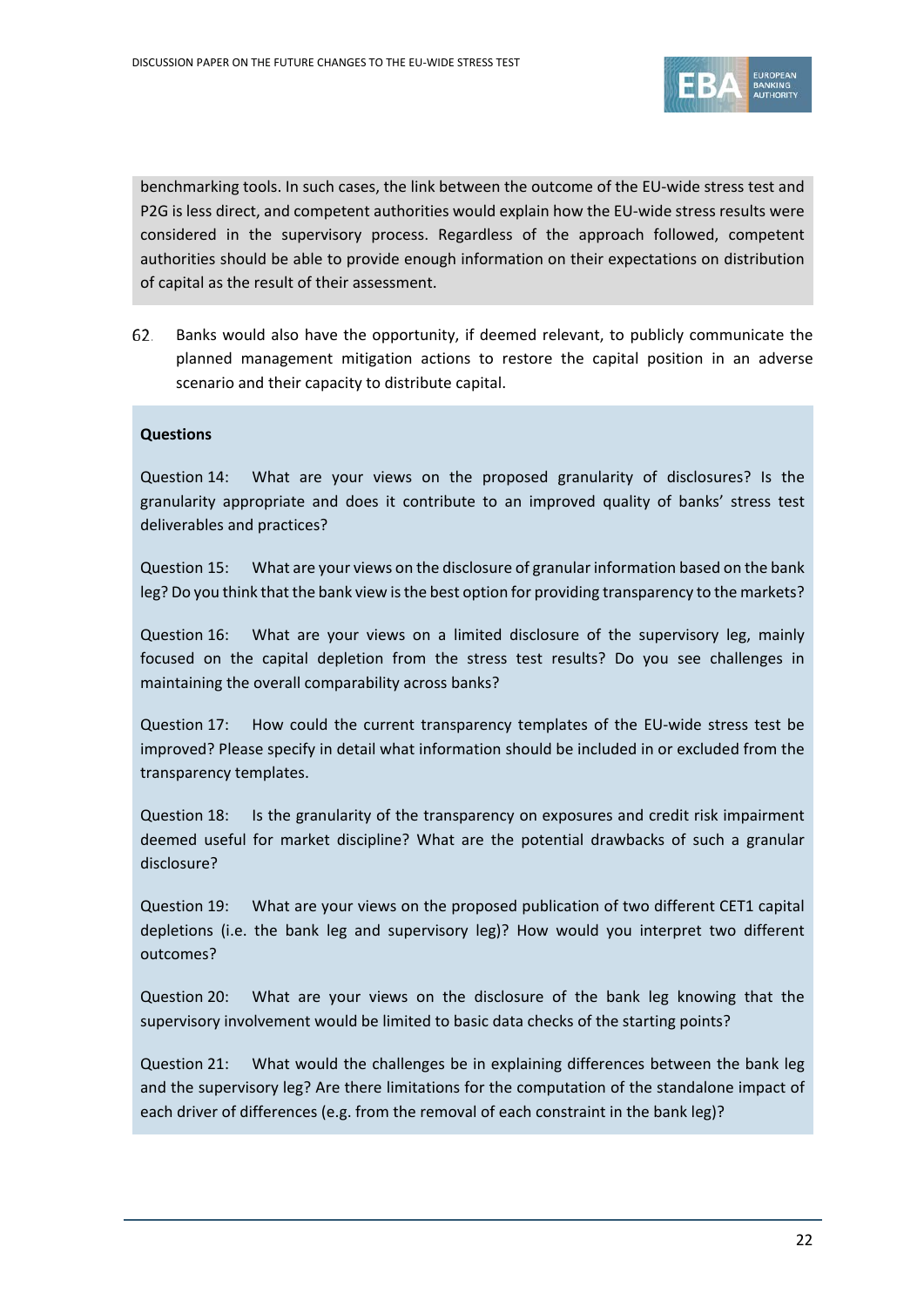benchmarking tools. In such cases, the link between the outcome of the EU-wide stress test and P2G is less direct, and competent authorities would explain how the EU-wide stress results were considered in the supervisory process. Regardless of the approach followed, competent authorities should be able to provide enough information on their expectations on distribution of capital as the result of their assessment.

62. Banks would also have the opportunity, if deemed relevant, to publicly communicate the planned management mitigation actions to restore the capital position in an adverse scenario and their capacity to distribute capital.

**Questions**

Question 14: What are your views on the proposed granularity of disclosures? Is the granularity appropriate and does it contribute to an improved quality of banks' stress test deliverables and practices?

Question 15: What are your views on the disclosure of granular information based on the bank leg? Do you think that the bank view is the best option for providing transparency to the markets?

Question 16: What are your views on a limited disclosure of the supervisory leg, mainly focused on the capital depletion from the stress test results? Do you see challenges in maintaining the overall comparability across banks?

Question 17: How could the current transparency templates of the EU-wide stress test be improved? Please specify in detail what information should be included in or excluded from the transparency templates.

Question 18: Is the granularity of the transparency on exposures and credit risk impairment deemed useful for market discipline? What are the potential drawbacks of such a granular disclosure?

Question 19: What are your views on the proposed publication of two different CET1 capital depletions (i.e. the bank leg and supervisory leg)? How would you interpret two different outcomes?

Question 20: What are your views on the disclosure of the bank leg knowing that the supervisory involvement would be limited to basic data checks of the starting points?

Question 21: What would the challenges be in explaining differences between the bank leg and the supervisory leg? Are there limitations for the computation of the standalone impact of each driver of differences (e.g. from the removal of each constraint in the bank leg)?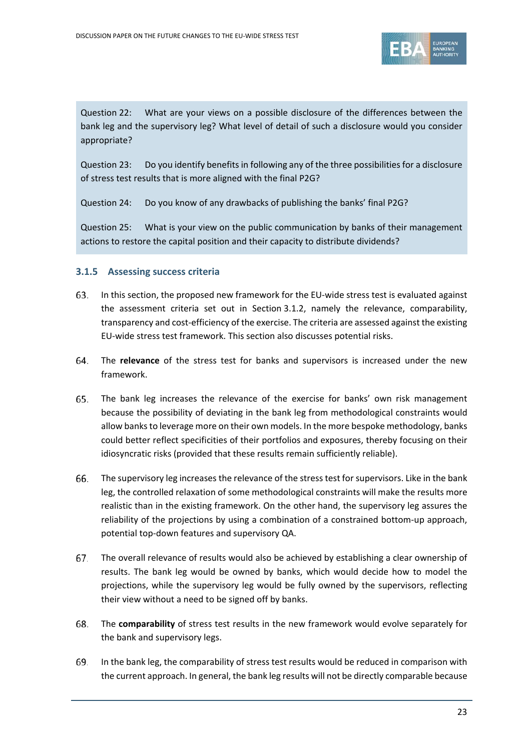Question 22: What are your views on a possible disclosure of the differences between the bank leg and the supervisory leg? What level of detail of such a disclosure would you consider appropriate?

Question 23: Do you identify benefits in following any of the three possibilities for a disclosure of stress test results that is more aligned with the final P2G?

Question 24: Do you know of any drawbacks of publishing the banks' final P2G?

Question 25: What is your view on the public communication by banks of their management actions to restore the capital position and their capacity to distribute dividends?

### 3.1.5 Assessing success criteria

63. In this section, the proposed new framework for the EU-wide stress test is evaluated against the assessment criteria set out in Section 3.1.2, namely the relevance, comparability, transparency and cost-efficiency of the exercise. The criteria are assessed against the existing EU-wide stress test framework. This section also discusses potential risks.

64. The **relevance** of the stress test for banks and supervisors is increased under the new framework.

65. The bank leg increases the relevance of the exercise for banks' own risk management because the possibility of deviating in the bank leg from methodological constraints would allow banks to leverage more on their own models. In the more bespoke methodology, banks could better reflect specificities of their portfolios and exposures, thereby focusing on their idiosyncratic risks (provided that these results remain sufficiently reliable).

66. The supervisory leg increases the relevance of the stress test for supervisors. Like in the bank leg, the controlled relaxation of some methodological constraints will make the results more realistic than in the existing framework. On the other hand, the supervisory leg assures the reliability of the projections by using a combination of a constrained bottom-up approach, potential top-down features and supervisory QA.

67. The overall relevance of results would also be achieved by establishing a clear ownership of results. The bank leg would be owned by banks, which would decide how to model the projections, while the supervisory leg would be fully owned by the supervisors, reflecting their view without a need to be signed off by banks.

68. The **comparability** of stress test results in the new framework would evolve separately for the bank and supervisory legs.

69. In the bank leg, the comparability of stress test results would be reduced in comparison with the current approach. In general, the bank leg results will not be directly comparable because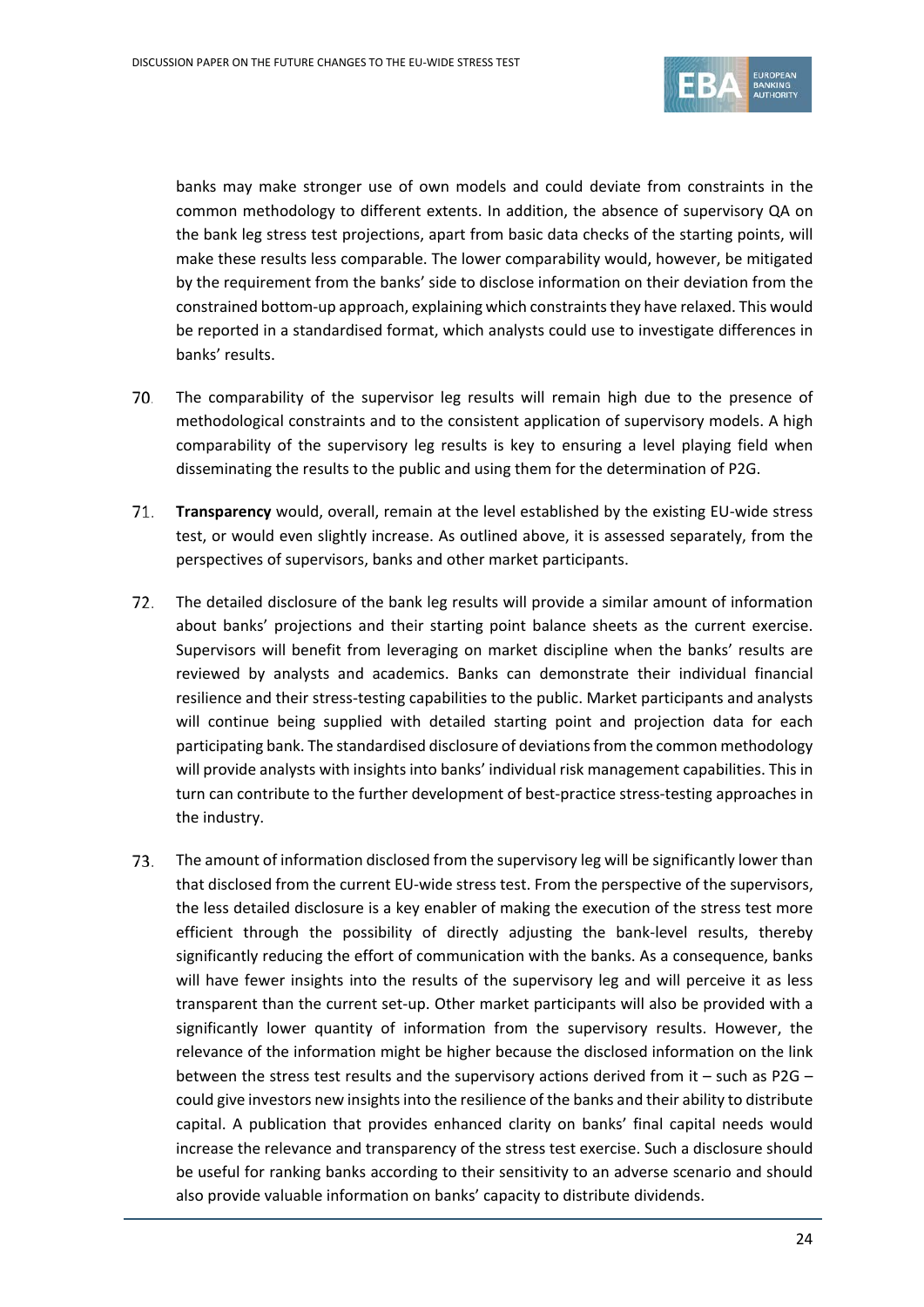banks may make stronger use of own models and could deviate from constraints in the common methodology to different extents. In addition, the absence of supervisory QA on the bank leg stress test projections, apart from basic data checks of the starting points, will make these results less comparable. The lower comparability would, however, be mitigated by the requirement from the banks' side to disclose information on their deviation from the constrained bottom-up approach, explaining which constraints they have relaxed. This would be reported in a standardised format, which analysts could use to investigate differences in banks' results.

70. The comparability of the supervisor leg results will remain high due to the presence of methodological constraints and to the consistent application of supervisory models. A high comparability of the supervisory leg results is key to ensuring a level playing field when disseminating the results to the public and using them for the determination of P2G.

71. **Transparency** would, overall, remain at the level established by the existing EU-wide stress test, or would even slightly increase. As outlined above, it is assessed separately, from the perspectives of supervisors, banks and other market participants.

72. The detailed disclosure of the bank leg results will provide a similar amount of information about banks' projections and their starting point balance sheets as the current exercise. Supervisors will benefit from leveraging on market discipline when the banks' results are reviewed by analysts and academics. Banks can demonstrate their individual financial resilience and their stress-testing capabilities to the public. Market participants and analysts will continue being supplied with detailed starting point and projection data for each participating bank. The standardised disclosure of deviations from the common methodology will provide analysts with insights into banks' individual risk management capabilities. This in turn can contribute to the further development of best-practice stress-testing approaches in the industry.

73. The amount of information disclosed from the supervisory leg will be significantly lower than that disclosed from the current EU-wide stress test. From the perspective of the supervisors, the less detailed disclosure is a key enabler of making the execution of the stress test more efficient through the possibility of directly adjusting the bank-level results, thereby significantly reducing the effort of communication with the banks. As a consequence, banks will have fewer insights into the results of the supervisory leg and will perceive it as less transparent than the current set-up. Other market participants will also be provided with a significantly lower quantity of information from the supervisory results. However, the relevance of the information might be higher because the disclosed information on the link between the stress test results and the supervisory actions derived from it – such as P2G – could give investors new insights into the resilience of the banks and their ability to distribute capital. A publication that provides enhanced clarity on banks' final capital needs would increase the relevance and transparency of the stress test exercise. Such a disclosure should be useful for ranking banks according to their sensitivity to an adverse scenario and should also provide valuable information on banks' capacity to distribute dividends.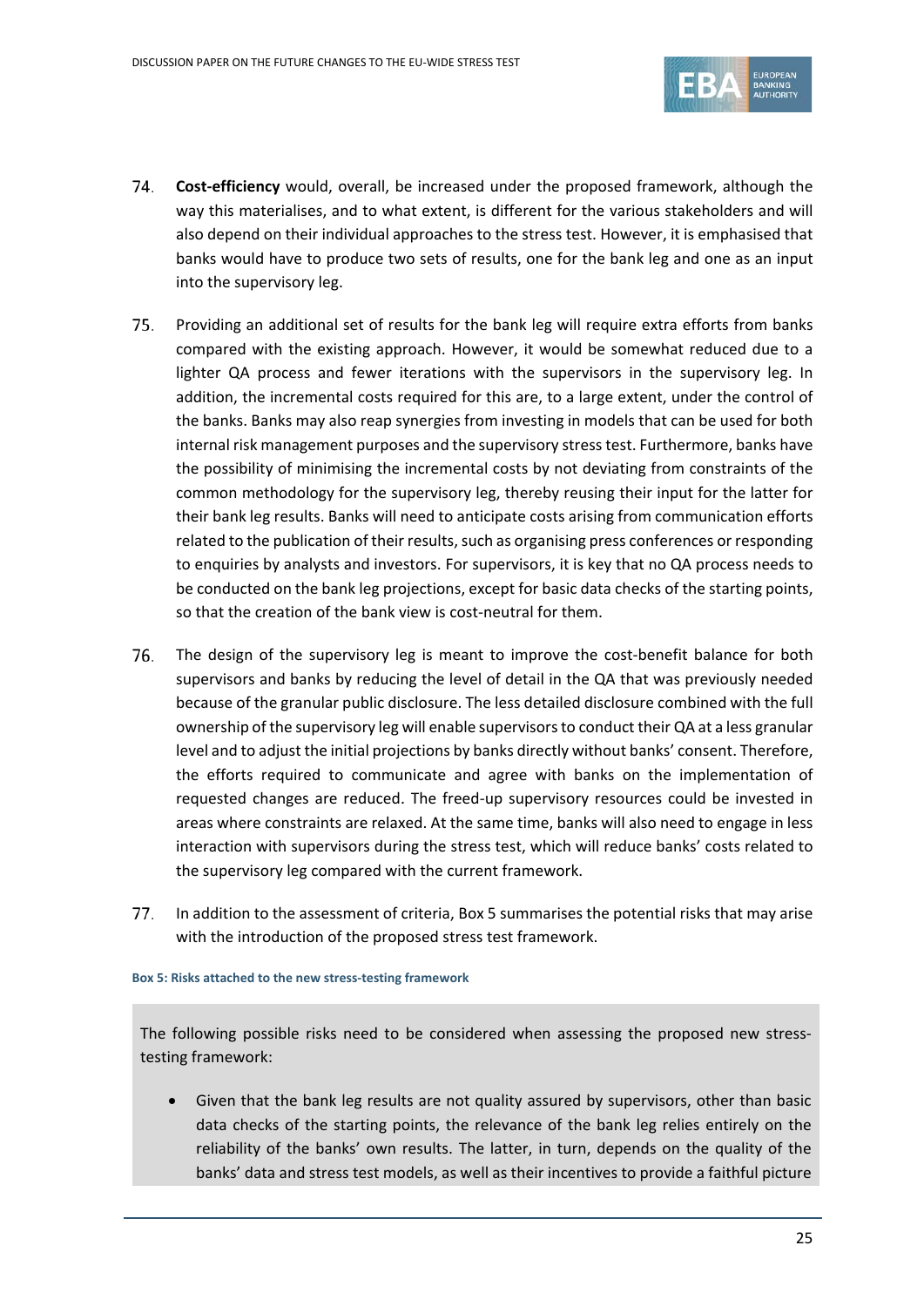74. **Cost-efficiency** would, overall, be increased under the proposed framework, although the way this materialises, and to what extent, is different for the various stakeholders and will also depend on their individual approaches to the stress test. However, it is emphasised that banks would have to produce two sets of results, one for the bank leg and one as an input into the supervisory leg.

75. Providing an additional set of results for the bank leg will require extra efforts from banks compared with the existing approach. However, it would be somewhat reduced due to a lighter QA process and fewer iterations with the supervisors in the supervisory leg. In addition, the incremental costs required for this are, to a large extent, under the control of the banks. Banks may also reap synergies from investing in models that can be used for both internal risk management purposes and the supervisory stress test. Furthermore, banks have the possibility of minimising the incremental costs by not deviating from constraints of the common methodology for the supervisory leg, thereby reusing their input for the latter for their bank leg results. Banks will need to anticipate costs arising from communication efforts related to the publication of their results, such as organising press conferences or responding to enquiries by analysts and investors. For supervisors, it is key that no QA process needs to be conducted on the bank leg projections, except for basic data checks of the starting points, so that the creation of the bank view is cost-neutral for them.

76. The design of the supervisory leg is meant to improve the cost-benefit balance for both supervisors and banks by reducing the level of detail in the QA that was previously needed because of the granular public disclosure. The less detailed disclosure combined with the full ownership of the supervisory leg will enable supervisors to conduct their QA at a less granular level and to adjust the initial projections by banks directly without banks' consent. Therefore, the efforts required to communicate and agree with banks on the implementation of requested changes are reduced. The freed-up supervisory resources could be invested in areas where constraints are relaxed. At the same time, banks will also need to engage in less interaction with supervisors during the stress test, which will reduce banks' costs related to the supervisory leg compared with the current framework.

77. In addition to the assessment of criteria, Box 5 summarises the potential risks that may arise with the introduction of the proposed stress test framework.

**Box 5: Risks attached to the new stress-testing framework**

The following possible risks need to be considered when assessing the proposed new stress-testing framework:

- Given that the bank leg results are not quality assured by supervisors, other than basic data checks of the starting points, the relevance of the bank leg relies entirely on the reliability of the banks' own results. The latter, in turn, depends on the quality of the banks' data and stress test models, as well as their incentives to provide a faithful picture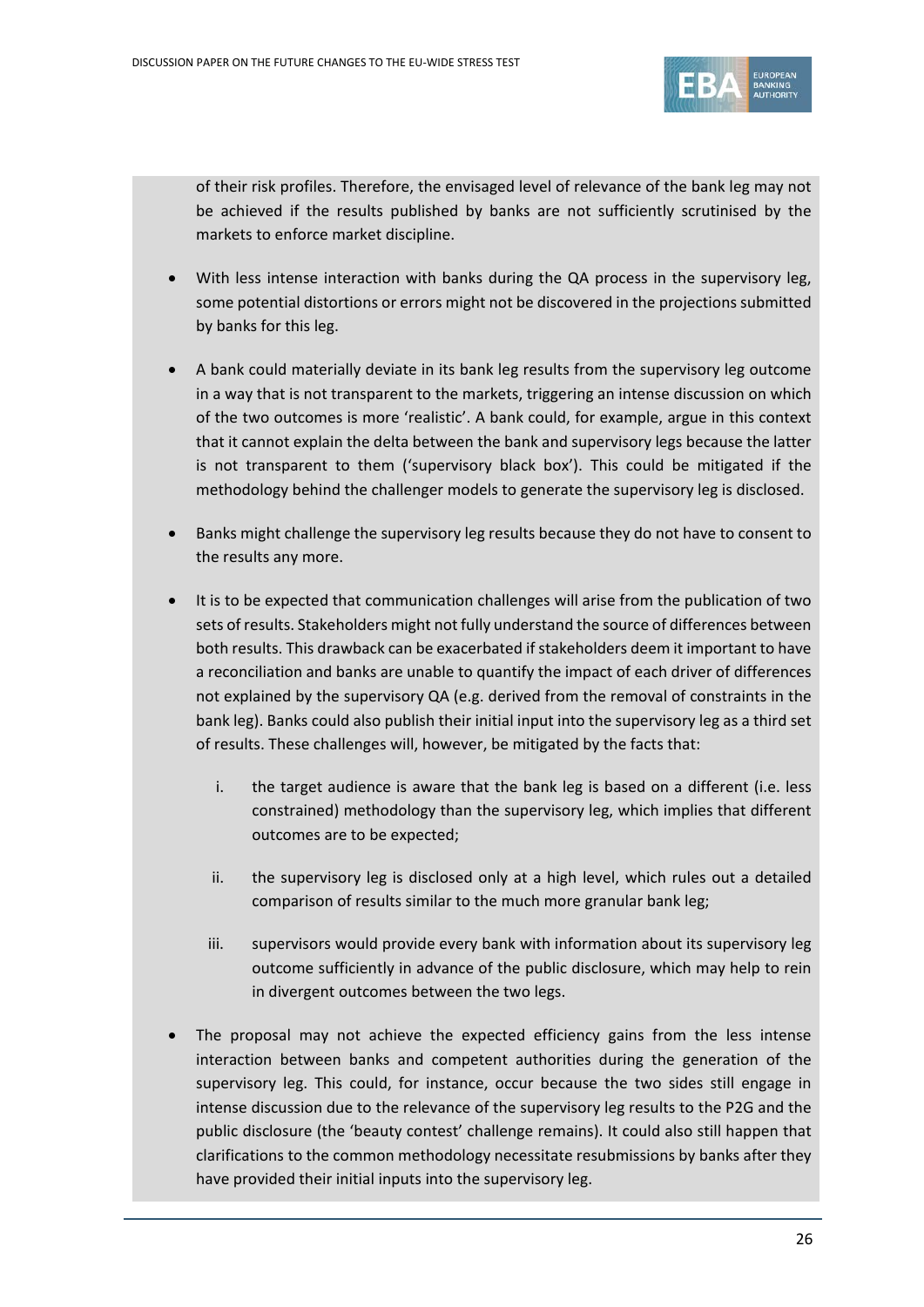of their risk profiles. Therefore, the envisaged level of relevance of the bank leg may not be achieved if the results published by banks are not sufficiently scrutinised by the markets to enforce market discipline.

- With less intense interaction with banks during the QA process in the supervisory leg, some potential distortions or errors might not be discovered in the projections submitted by banks for this leg.

- A bank could materially deviate in its bank leg results from the supervisory leg outcome in a way that is not transparent to the markets, triggering an intense discussion on which of the two outcomes is more 'realistic'. A bank could, for example, argue in this context that it cannot explain the delta between the bank and supervisory legs because the latter is not transparent to them ('supervisory black box'). This could be mitigated if the methodology behind the challenger models to generate the supervisory leg is disclosed.

- Banks might challenge the supervisory leg results because they do not have to consent to the results any more.

- It is to be expected that communication challenges will arise from the publication of two sets of results. Stakeholders might not fully understand the source of differences between both results. This drawback can be exacerbated if stakeholders deem it important to have a reconciliation and banks are unable to quantify the impact of each driver of differences not explained by the supervisory QA (e.g. derived from the removal of constraints in the bank leg). Banks could also publish their initial input into the supervisory leg as a third set of results. These challenges will, however, be mitigated by the facts that:

    i. the target audience is aware that the bank leg is based on a different (i.e. less constrained) methodology than the supervisory leg, which implies that different outcomes are to be expected;

    ii. the supervisory leg is disclosed only at a high level, which rules out a detailed comparison of results similar to the much more granular bank leg;

    iii. supervisors would provide every bank with information about its supervisory leg outcome sufficiently in advance of the public disclosure, which may help to rein in divergent outcomes between the two legs.

- The proposal may not achieve the expected efficiency gains from the less intense interaction between banks and competent authorities during the generation of the supervisory leg. This could, for instance, occur because the two sides still engage in intense discussion due to the relevance of the supervisory leg results to the P2G and the public disclosure (the 'beauty contest' challenge remains). It could also still happen that clarifications to the common methodology necessitate resubmissions by banks after they have provided their initial inputs into the supervisory leg.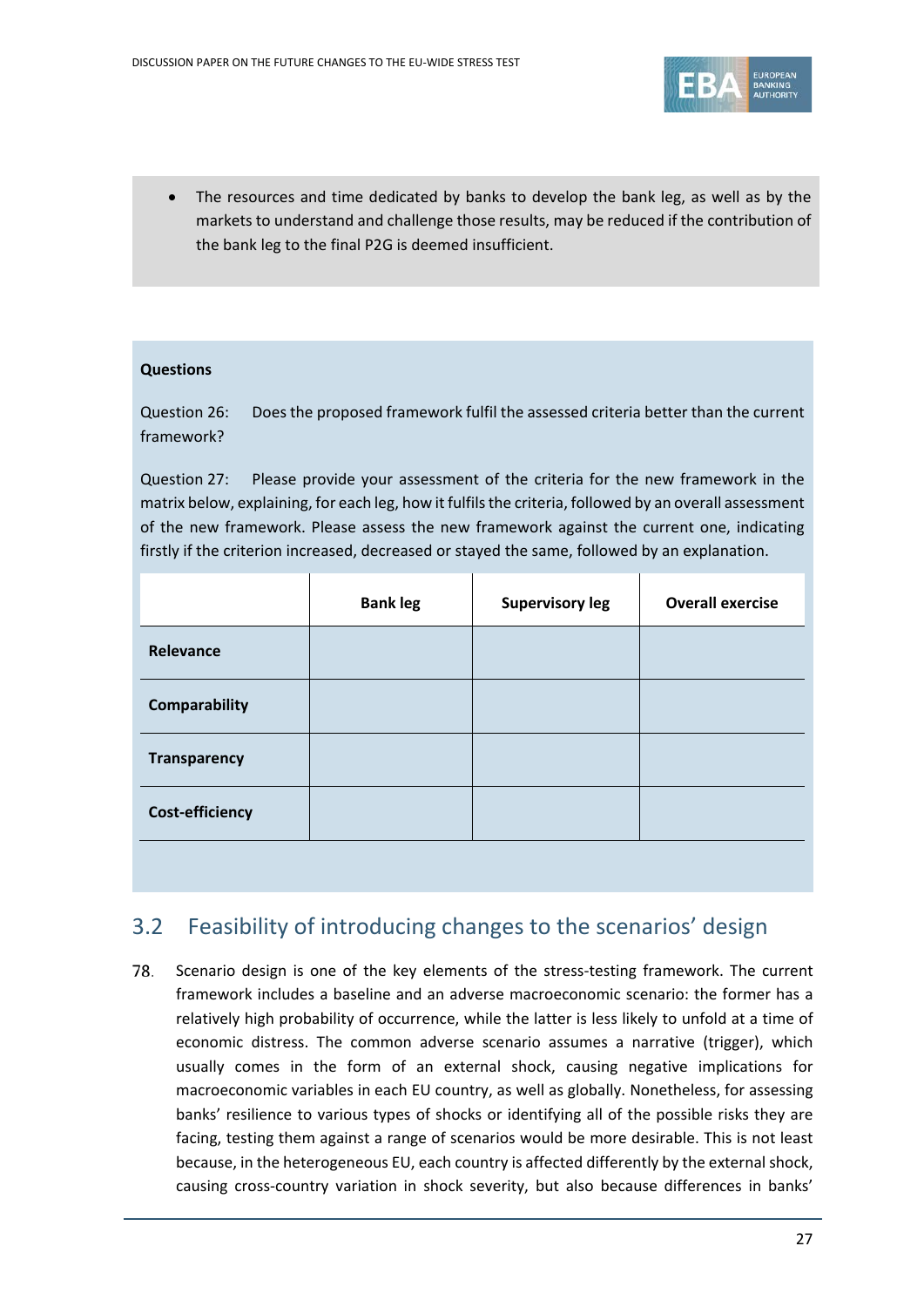- The resources and time dedicated by banks to develop the bank leg, as well as by the markets to understand and challenge those results, may be reduced if the contribution of the bank leg to the final P2G is deemed insufficient.

**Questions**

Question 26: Does the proposed framework fulfil the assessed criteria better than the current framework?

Question 27: Please provide your assessment of the criteria for the new framework in the matrix below, explaining, for each leg, how it fulfils the criteria, followed by an overall assessment of the new framework. Please assess the new framework against the current one, indicating firstly if the criterion increased, decreased or stayed the same, followed by an explanation.

| | Bank leg | Supervisory leg | Overall exercise |
|---|---|---|---|
| **Relevance** | | | |
| **Comparability** | | | |
| **Transparency** | | | |
| **Cost-efficiency** | | | |

## 3.2 Feasibility of introducing changes to the scenarios' design

78. Scenario design is one of the key elements of the stress-testing framework. The current framework includes a baseline and an adverse macroeconomic scenario: the former has a relatively high probability of occurrence, while the latter is less likely to unfold at a time of economic distress. The common adverse scenario assumes a narrative (trigger), which usually comes in the form of an external shock, causing negative implications for macroeconomic variables in each EU country, as well as globally. Nonetheless, for assessing banks' resilience to various types of shocks or identifying all of the possible risks they are facing, testing them against a range of scenarios would be more desirable. This is not least because, in the heterogeneous EU, each country is affected differently by the external shock, causing cross-country variation in shock severity, but also because differences in banks'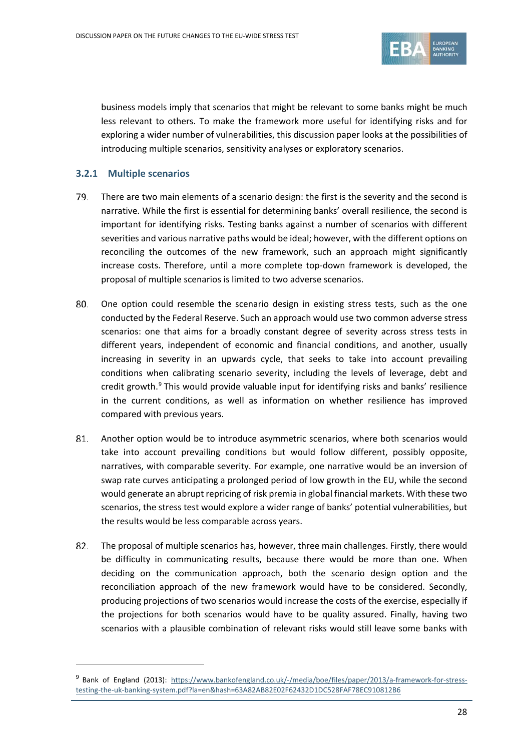business models imply that scenarios that might be relevant to some banks might be much less relevant to others. To make the framework more useful for identifying risks and for exploring a wider number of vulnerabilities, this discussion paper looks at the possibilities of introducing multiple scenarios, sensitivity analyses or exploratory scenarios.

### 3.2.1 Multiple scenarios

79. There are two main elements of a scenario design: the first is the severity and the second is narrative. While the first is essential for determining banks' overall resilience, the second is important for identifying risks. Testing banks against a number of scenarios with different severities and various narrative paths would be ideal; however, with the different options on reconciling the outcomes of the new framework, such an approach might significantly increase costs. Therefore, until a more complete top-down framework is developed, the proposal of multiple scenarios is limited to two adverse scenarios.

80. One option could resemble the scenario design in existing stress tests, such as the one conducted by the Federal Reserve. Such an approach would use two common adverse stress scenarios: one that aims for a broadly constant degree of severity across stress tests in different years, independent of economic and financial conditions, and another, usually increasing in severity in an upwards cycle, that seeks to take into account prevailing conditions when calibrating scenario severity, including the levels of leverage, debt and credit growth.[9] This would provide valuable input for identifying risks and banks' resilience in the current conditions, as well as information on whether resilience has improved compared with previous years.

81. Another option would be to introduce asymmetric scenarios, where both scenarios would take into account prevailing conditions but would follow different, possibly opposite, narratives, with comparable severity. For example, one narrative would be an inversion of swap rate curves anticipating a prolonged period of low growth in the EU, while the second would generate an abrupt repricing of risk premia in global financial markets. With these two scenarios, the stress test would explore a wider range of banks' potential vulnerabilities, but the results would be less comparable across years.

82. The proposal of multiple scenarios has, however, three main challenges. Firstly, there would be difficulty in communicating results, because there would be more than one. When deciding on the communication approach, both the scenario design option and the reconciliation approach of the new framework would have to be considered. Secondly, producing projections of two scenarios would increase the costs of the exercise, especially if the projections for both scenarios would have to be quality assured. Finally, having two scenarios with a plausible combination of relevant risks would still leave some banks with

---

[9] Bank of England (2013): https://www.bankofengland.co.uk/-/media/boe/files/paper/2013/a-framework-for-stress-testing-the-uk-banking-system.pdf?la=en&hash=63A82AB82E02F62432D1DC528FAF78EC910812B6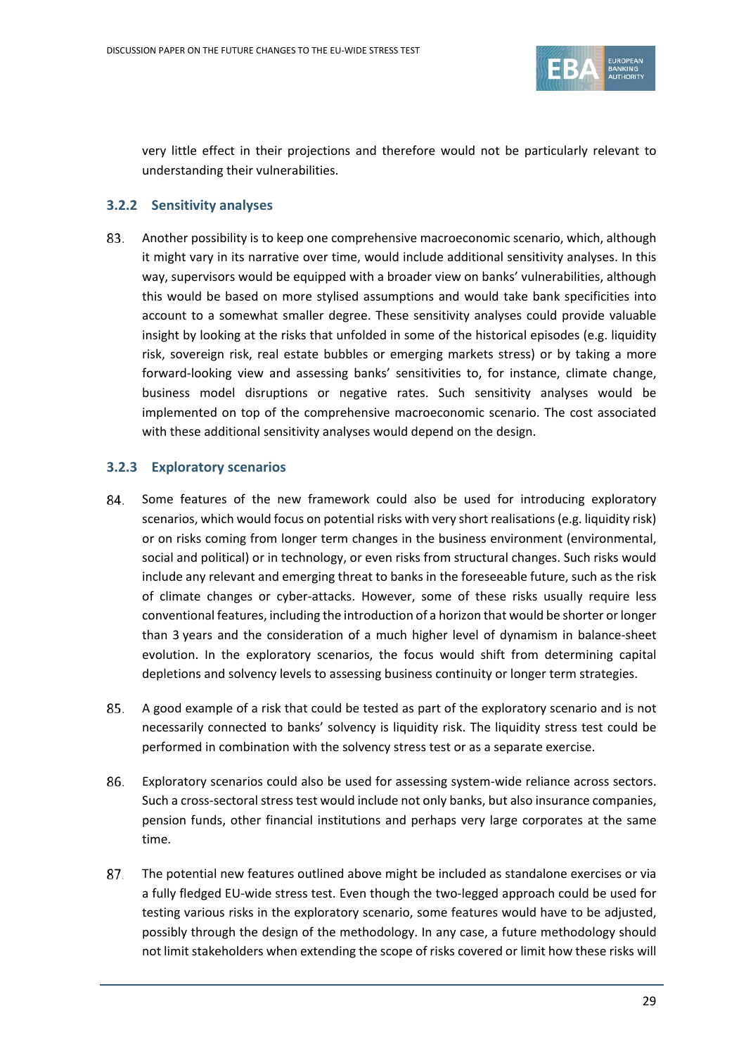very little effect in their projections and therefore would not be particularly relevant to understanding their vulnerabilities.

### 3.2.2 Sensitivity analyses

83. Another possibility is to keep one comprehensive macroeconomic scenario, which, although it might vary in its narrative over time, would include additional sensitivity analyses. In this way, supervisors would be equipped with a broader view on banks' vulnerabilities, although this would be based on more stylised assumptions and would take bank specificities into account to a somewhat smaller degree. These sensitivity analyses could provide valuable insight by looking at the risks that unfolded in some of the historical episodes (e.g. liquidity risk, sovereign risk, real estate bubbles or emerging markets stress) or by taking a more forward-looking view and assessing banks' sensitivities to, for instance, climate change, business model disruptions or negative rates. Such sensitivity analyses would be implemented on top of the comprehensive macroeconomic scenario. The cost associated with these additional sensitivity analyses would depend on the design.

### 3.2.3 Exploratory scenarios

84. Some features of the new framework could also be used for introducing exploratory scenarios, which would focus on potential risks with very short realisations (e.g. liquidity risk) or on risks coming from longer term changes in the business environment (environmental, social and political) or in technology, or even risks from structural changes. Such risks would include any relevant and emerging threat to banks in the foreseeable future, such as the risk of climate changes or cyber-attacks. However, some of these risks usually require less conventional features, including the introduction of a horizon that would be shorter or longer than 3 years and the consideration of a much higher level of dynamism in balance-sheet evolution. In the exploratory scenarios, the focus would shift from determining capital depletions and solvency levels to assessing business continuity or longer term strategies.

85. A good example of a risk that could be tested as part of the exploratory scenario and is not necessarily connected to banks' solvency is liquidity risk. The liquidity stress test could be performed in combination with the solvency stress test or as a separate exercise.

86. Exploratory scenarios could also be used for assessing system-wide reliance across sectors. Such a cross-sectoral stress test would include not only banks, but also insurance companies, pension funds, other financial institutions and perhaps very large corporates at the same time.

87. The potential new features outlined above might be included as standalone exercises or via a fully fledged EU-wide stress test. Even though the two-legged approach could be used for testing various risks in the exploratory scenario, some features would have to be adjusted, possibly through the design of the methodology. In any case, a future methodology should not limit stakeholders when extending the scope of risks covered or limit how these risks will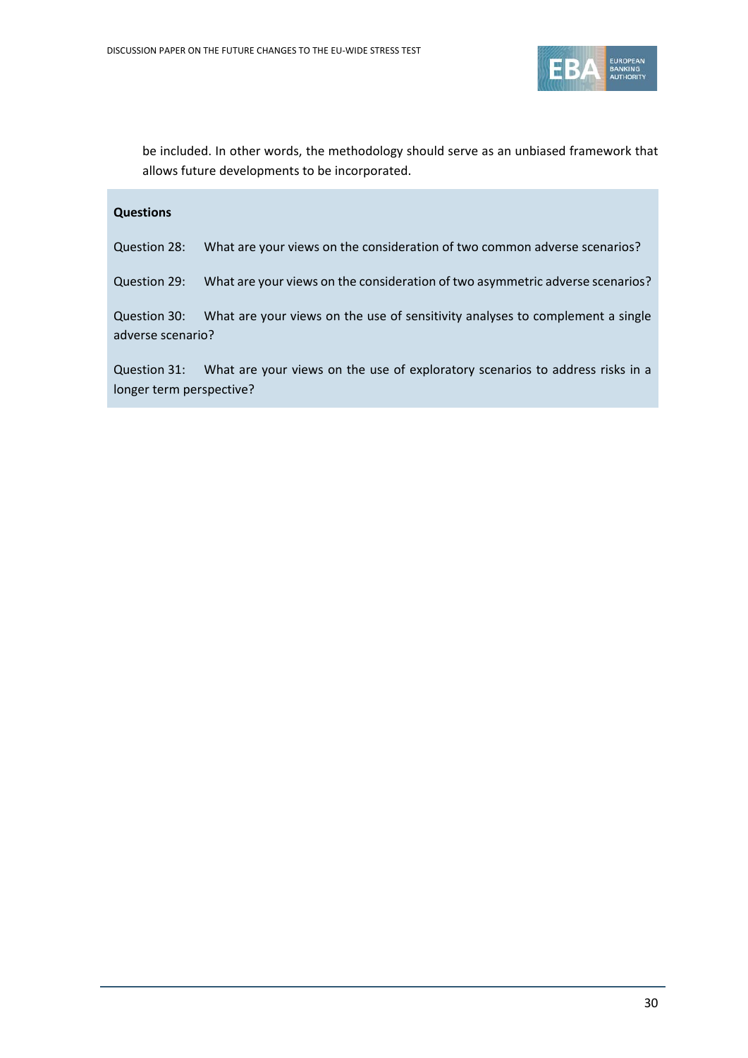be included. In other words, the methodology should serve as an unbiased framework that allows future developments to be incorporated.

**Questions**

Question 28: What are your views on the consideration of two common adverse scenarios?

Question 29: What are your views on the consideration of two asymmetric adverse scenarios?

Question 30: What are your views on the use of sensitivity analyses to complement a single adverse scenario?

Question 31: What are your views on the use of exploratory scenarios to address risks in a longer term perspective?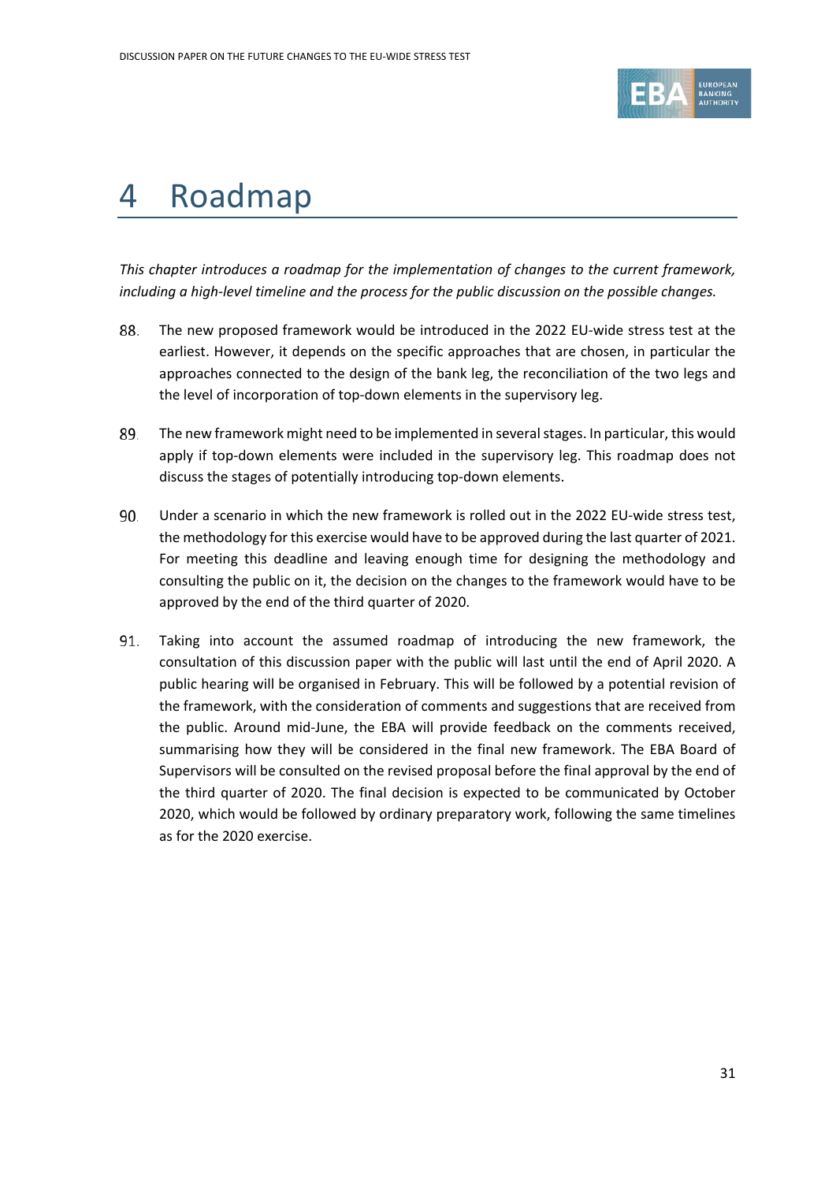# 4 Roadmap

*This chapter introduces a roadmap for the implementation of changes to the current framework, including a high-level timeline and the process for the public discussion on the possible changes.*

88. The new proposed framework would be introduced in the 2022 EU-wide stress test at the earliest. However, it depends on the specific approaches that are chosen, in particular the approaches connected to the design of the bank leg, the reconciliation of the two legs and the level of incorporation of top-down elements in the supervisory leg.

89. The new framework might need to be implemented in several stages. In particular, this would apply if top-down elements were included in the supervisory leg. This roadmap does not discuss the stages of potentially introducing top-down elements.

90. Under a scenario in which the new framework is rolled out in the 2022 EU-wide stress test, the methodology for this exercise would have to be approved during the last quarter of 2021. For meeting this deadline and leaving enough time for designing the methodology and consulting the public on it, the decision on the changes to the framework would have to be approved by the end of the third quarter of 2020.

91. Taking into account the assumed roadmap of introducing the new framework, the consultation of this discussion paper with the public will last until the end of April 2020. A public hearing will be organised in February. This will be followed by a potential revision of the framework, with the consideration of comments and suggestions that are received from the public. Around mid-June, the EBA will provide feedback on the comments received, summarising how they will be considered in the final new framework. The EBA Board of Supervisors will be consulted on the revised proposal before the final approval by the end of the third quarter of 2020. The final decision is expected to be communicated by October 2020, which would be followed by ordinary preparatory work, following the same timelines as for the 2020 exercise.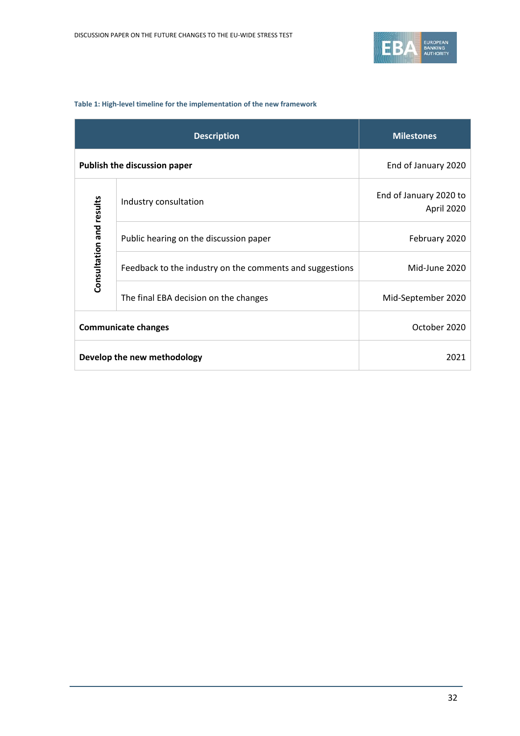**Table 1: High-level timeline for the implementation of the new framework**

| Description | | Milestones |
|---|---|---|
| **Publish the discussion paper** | | End of January 2020 |
| **Consultation and results** | Industry consultation | End of January 2020 to April 2020 |
| | Public hearing on the discussion paper | February 2020 |
| | Feedback to the industry on the comments and suggestions | Mid-June 2020 |
| | The final EBA decision on the changes | Mid-September 2020 |
| **Communicate changes** | | October 2020 |
| **Develop the new methodology** | | 2021 |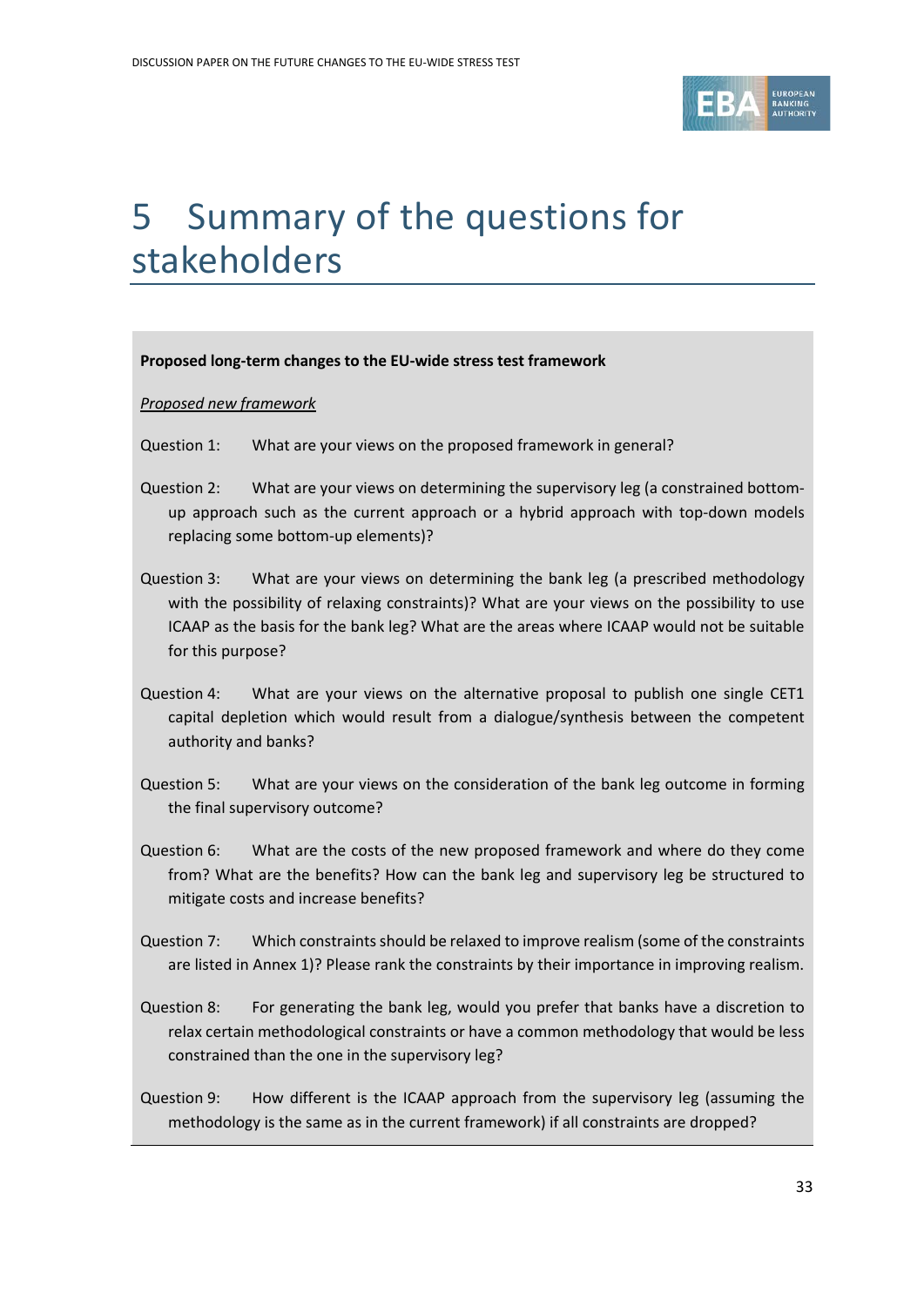# 5 Summary of the questions for stakeholders

**Proposed long-term changes to the EU-wide stress test framework**

*Proposed new framework*

Question 1: What are your views on the proposed framework in general?

Question 2: What are your views on determining the supervisory leg (a constrained bottom-up approach such as the current approach or a hybrid approach with top-down models replacing some bottom-up elements)?

Question 3: What are your views on determining the bank leg (a prescribed methodology with the possibility of relaxing constraints)? What are your views on the possibility to use ICAAP as the basis for the bank leg? What are the areas where ICAAP would not be suitable for this purpose?

Question 4: What are your views on the alternative proposal to publish one single CET1 capital depletion which would result from a dialogue/synthesis between the competent authority and banks?

Question 5: What are your views on the consideration of the bank leg outcome in forming the final supervisory outcome?

Question 6: What are the costs of the new proposed framework and where do they come from? What are the benefits? How can the bank leg and supervisory leg be structured to mitigate costs and increase benefits?

Question 7: Which constraints should be relaxed to improve realism (some of the constraints are listed in Annex 1)? Please rank the constraints by their importance in improving realism.

Question 8: For generating the bank leg, would you prefer that banks have a discretion to relax certain methodological constraints or have a common methodology that would be less constrained than the one in the supervisory leg?

Question 9: How different is the ICAAP approach from the supervisory leg (assuming the methodology is the same as in the current framework) if all constraints are dropped?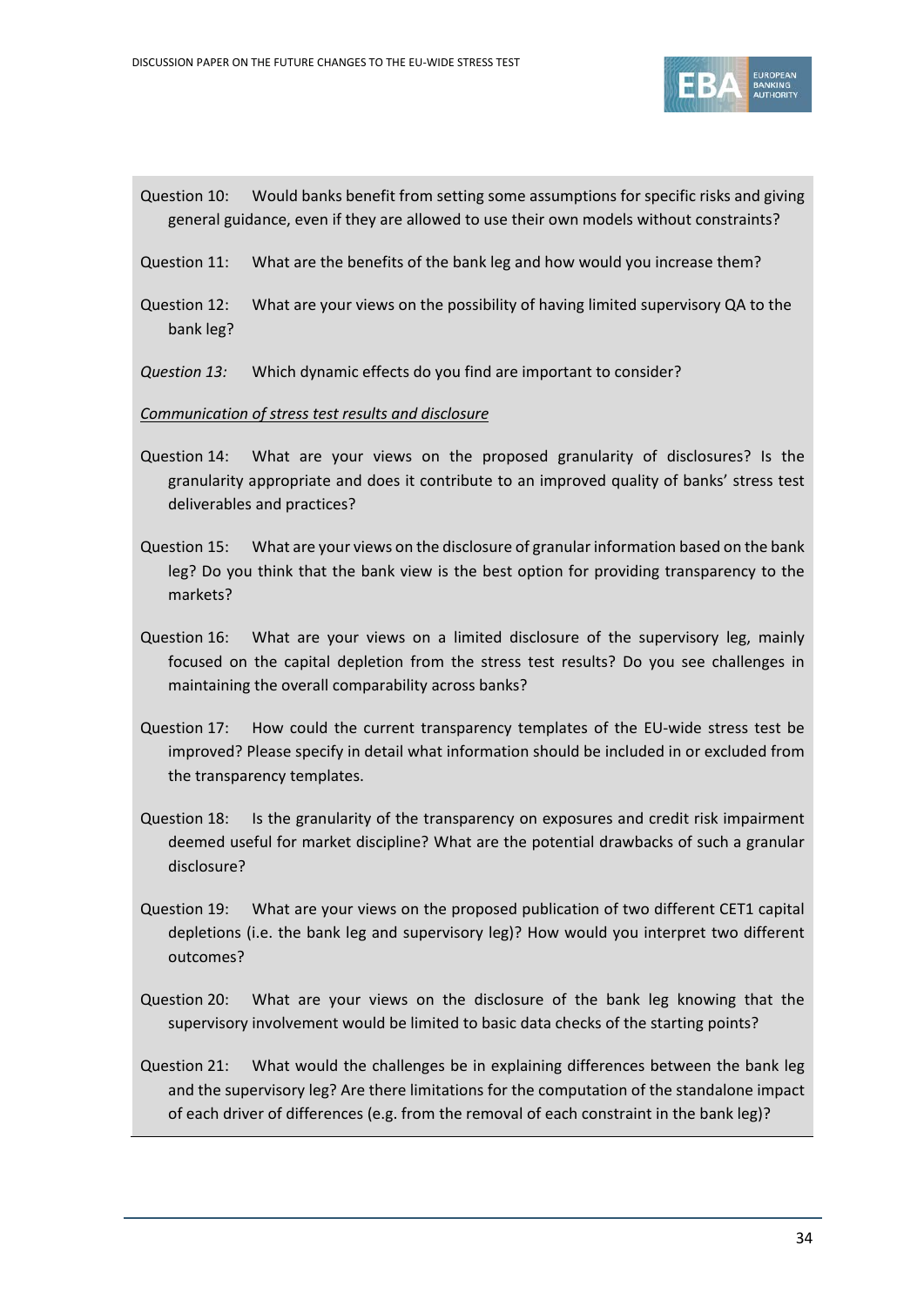Question 10: Would banks benefit from setting some assumptions for specific risks and giving general guidance, even if they are allowed to use their own models without constraints?

Question 11: What are the benefits of the bank leg and how would you increase them?

Question 12: What are your views on the possibility of having limited supervisory QA to the bank leg?

*Question 13:* Which dynamic effects do you find are important to consider?

*Communication of stress test results and disclosure*

Question 14: What are your views on the proposed granularity of disclosures? Is the granularity appropriate and does it contribute to an improved quality of banks' stress test deliverables and practices?

Question 15: What are your views on the disclosure of granular information based on the bank leg? Do you think that the bank view is the best option for providing transparency to the markets?

Question 16: What are your views on a limited disclosure of the supervisory leg, mainly focused on the capital depletion from the stress test results? Do you see challenges in maintaining the overall comparability across banks?

Question 17: How could the current transparency templates of the EU-wide stress test be improved? Please specify in detail what information should be included in or excluded from the transparency templates.

Question 18: Is the granularity of the transparency on exposures and credit risk impairment deemed useful for market discipline? What are the potential drawbacks of such a granular disclosure?

Question 19: What are your views on the proposed publication of two different CET1 capital depletions (i.e. the bank leg and supervisory leg)? How would you interpret two different outcomes?

Question 20: What are your views on the disclosure of the bank leg knowing that the supervisory involvement would be limited to basic data checks of the starting points?

Question 21: What would the challenges be in explaining differences between the bank leg and the supervisory leg? Are there limitations for the computation of the standalone impact of each driver of differences (e.g. from the removal of each constraint in the bank leg)?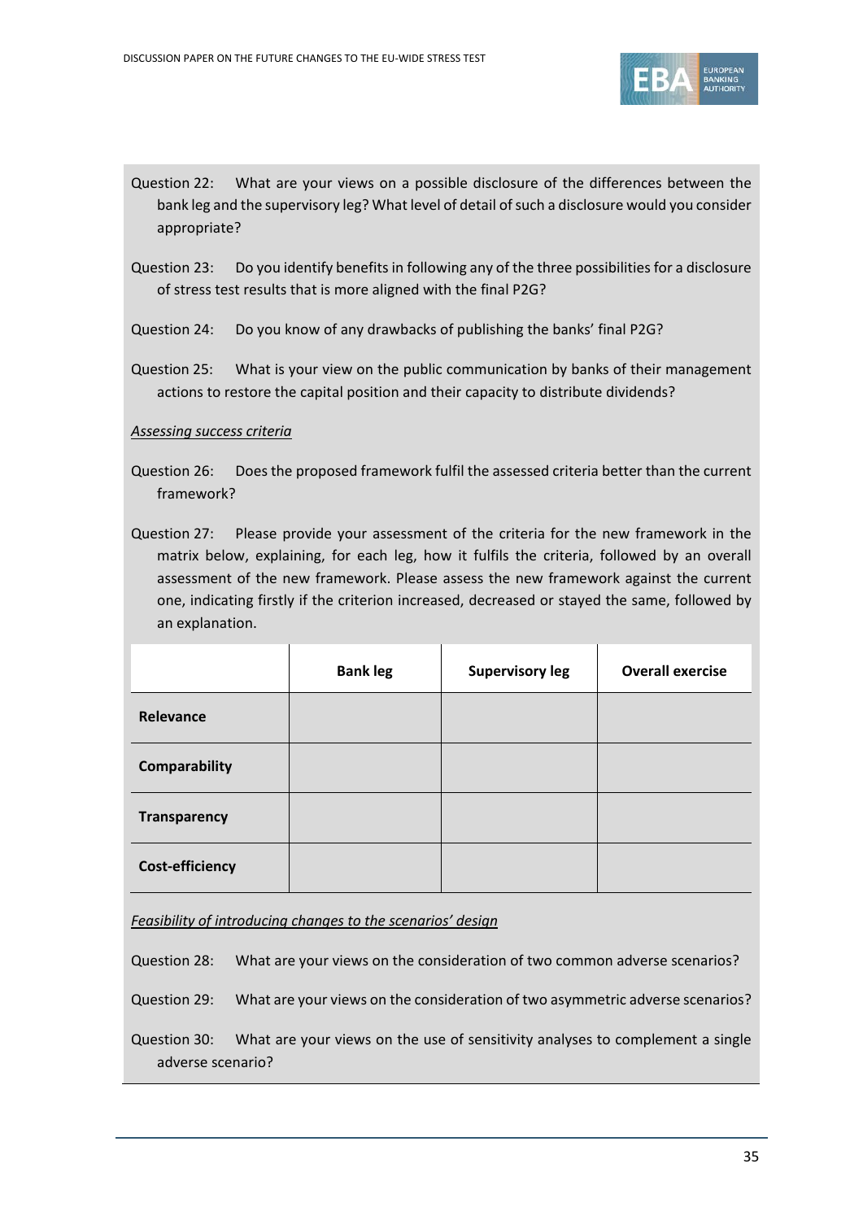Question 22: What are your views on a possible disclosure of the differences between the bank leg and the supervisory leg? What level of detail of such a disclosure would you consider appropriate?

Question 23: Do you identify benefits in following any of the three possibilities for a disclosure of stress test results that is more aligned with the final P2G?

Question 24: Do you know of any drawbacks of publishing the banks' final P2G?

Question 25: What is your view on the public communication by banks of their management actions to restore the capital position and their capacity to distribute dividends?

*Assessing success criteria*

Question 26: Does the proposed framework fulfil the assessed criteria better than the current framework?

Question 27: Please provide your assessment of the criteria for the new framework in the matrix below, explaining, for each leg, how it fulfils the criteria, followed by an overall assessment of the new framework. Please assess the new framework against the current one, indicating firstly if the criterion increased, decreased or stayed the same, followed by an explanation.

| | **Bank leg** | **Supervisory leg** | **Overall exercise** |
|---|---|---|---|
| **Relevance** | | | |
| **Comparability** | | | |
| **Transparency** | | | |
| **Cost-efficiency** | | | |

*Feasibility of introducing changes to the scenarios' design*

Question 28: What are your views on the consideration of two common adverse scenarios?

Question 29: What are your views on the consideration of two asymmetric adverse scenarios?

Question 30: What are your views on the use of sensitivity analyses to complement a single adverse scenario?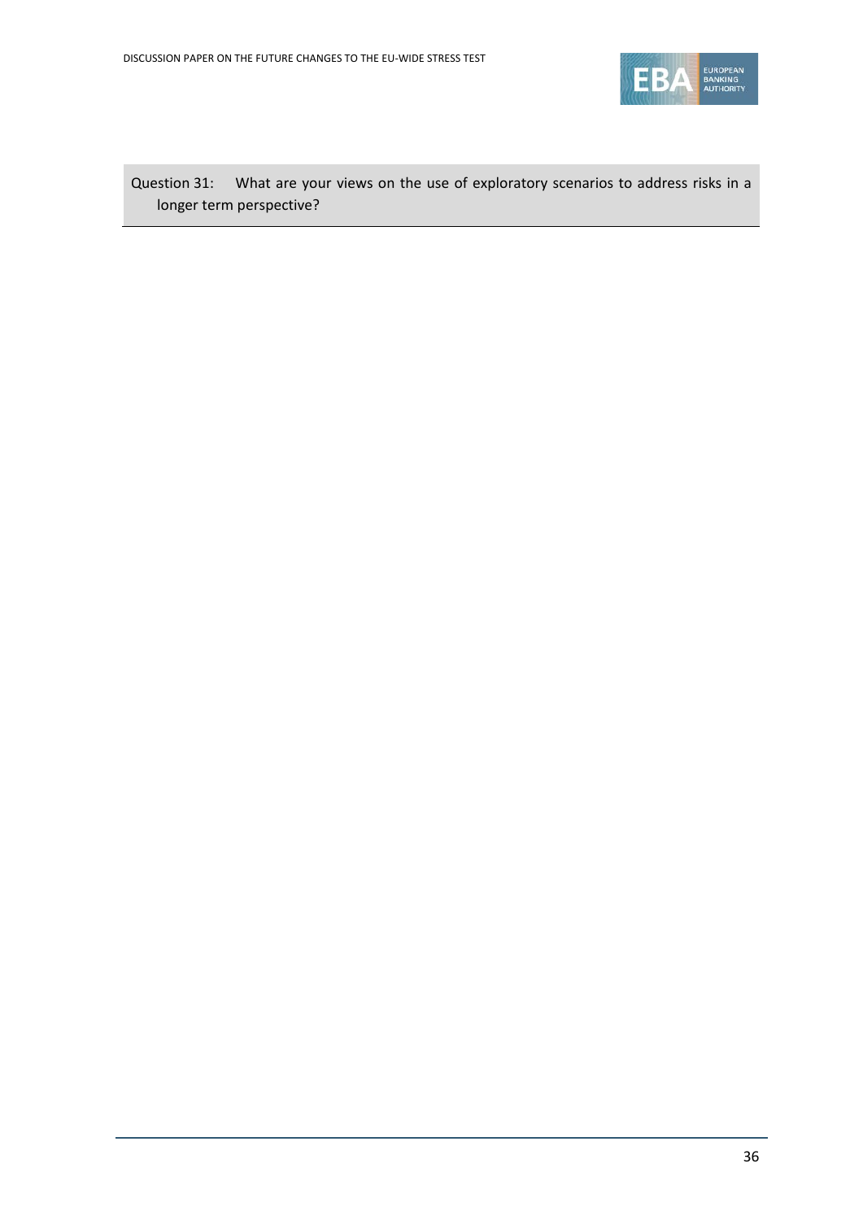Question 31: What are your views on the use of exploratory scenarios to address risks in a longer term perspective?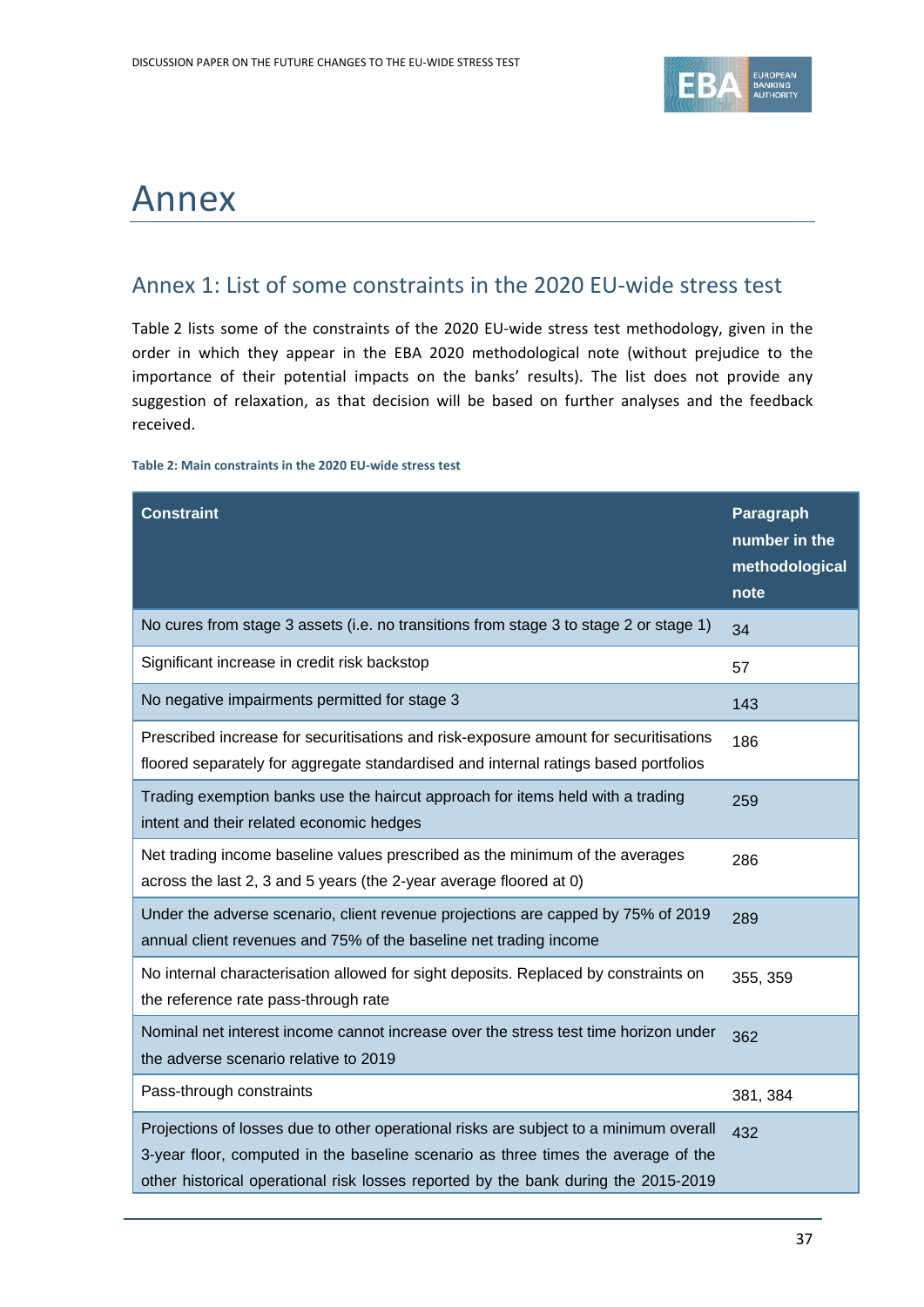# Annex

## Annex 1: List of some constraints in the 2020 EU-wide stress test

Table 2 lists some of the constraints of the 2020 EU-wide stress test methodology, given in the order in which they appear in the EBA 2020 methodological note (without prejudice to the importance of their potential impacts on the banks' results). The list does not provide any suggestion of relaxation, as that decision will be based on further analyses and the feedback received.

**Table 2: Main constraints in the 2020 EU-wide stress test**

| Constraint | Paragraph number in the methodological note |
|---|---|
| No cures from stage 3 assets (i.e. no transitions from stage 3 to stage 2 or stage 1) | 34 |
| Significant increase in credit risk backstop | 57 |
| No negative impairments permitted for stage 3 | 143 |
| Prescribed increase for securitisations and risk-exposure amount for securitisations floored separately for aggregate standardised and internal ratings based portfolios | 186 |
| Trading exemption banks use the haircut approach for items held with a trading intent and their related economic hedges | 259 |
| Net trading income baseline values prescribed as the minimum of the averages across the last 2, 3 and 5 years (the 2-year average floored at 0) | 286 |
| Under the adverse scenario, client revenue projections are capped by 75% of 2019 annual client revenues and 75% of the baseline net trading income | 289 |
| No internal characterisation allowed for sight deposits. Replaced by constraints on the reference rate pass-through rate | 355, 359 |
| Nominal net interest income cannot increase over the stress test time horizon under the adverse scenario relative to 2019 | 362 |
| Pass-through constraints | 381, 384 |
| Projections of losses due to other operational risks are subject to a minimum overall 3-year floor, computed in the baseline scenario as three times the average of the other historical operational risk losses reported by the bank during the 2015-2019 | 432 |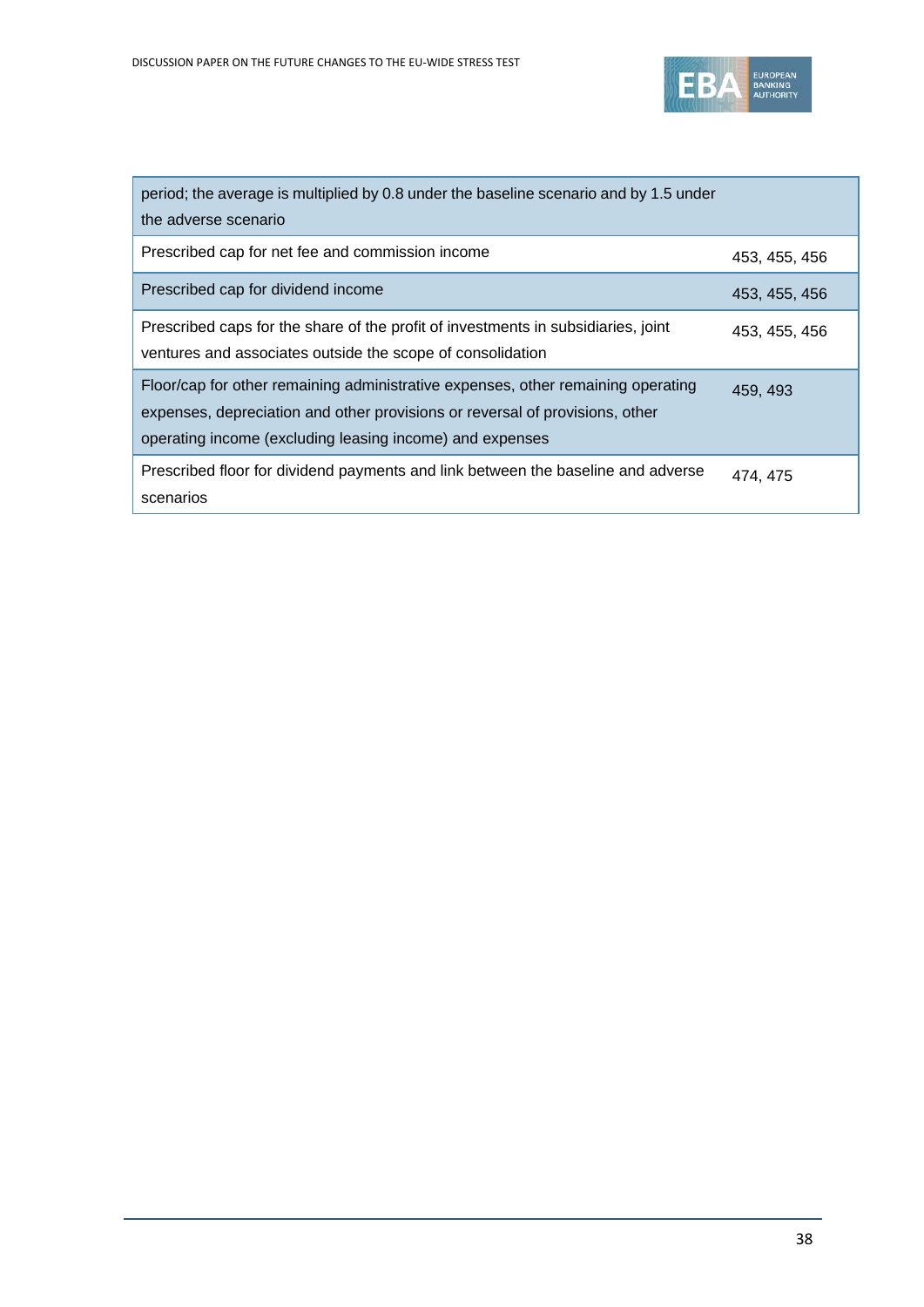| | |
|---|---|
| period; the average is multiplied by 0.8 under the baseline scenario and by 1.5 under the adverse scenario | |
| Prescribed cap for net fee and commission income | 453, 455, 456 |
| Prescribed cap for dividend income | 453, 455, 456 |
| Prescribed caps for the share of the profit of investments in subsidiaries, joint ventures and associates outside the scope of consolidation | 453, 455, 456 |
| Floor/cap for other remaining administrative expenses, other remaining operating expenses, depreciation and other provisions or reversal of provisions, other operating income (excluding leasing income) and expenses | 459, 493 |
| Prescribed floor for dividend payments and link between the baseline and adverse scenarios | 474, 475 |